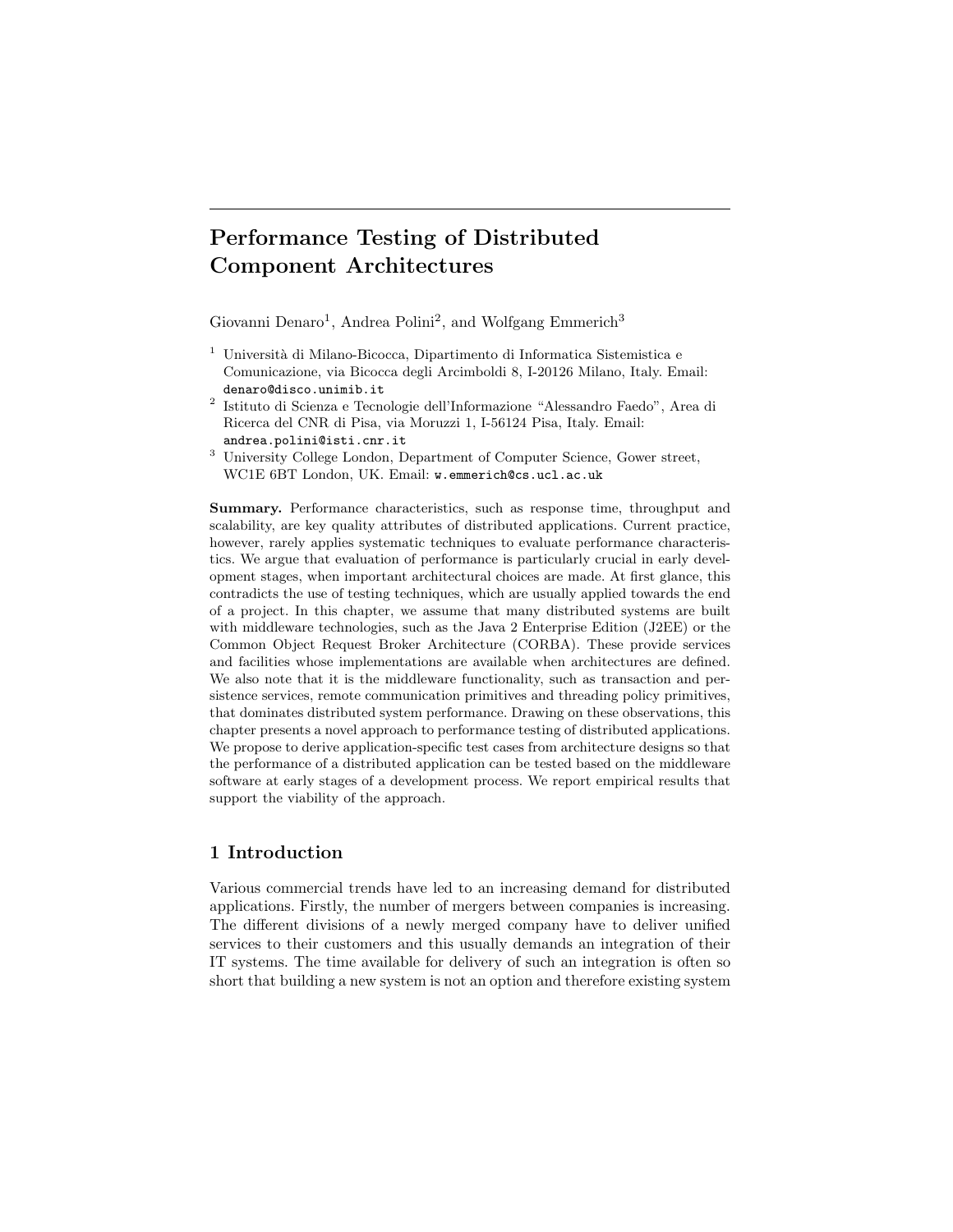# Performance Testing of Distributed Component Architectures

Giovanni Denaro[1], Andrea Polini[2], and Wolfgang Emmerich[3]

[1] Università di Milano-Bicocca, Dipartimento di Informatica Sistemistica e Comunicazione, via Bicocca degli Arcimboldi 8, I-20126 Milano, Italy. Email: denaro@disco.unimib.it

[2] Istituto di Scienza e Tecnologie dell'Informazione "Alessandro Faedo", Area di Ricerca del CNR di Pisa, via Moruzzi 1, I-56124 Pisa, Italy. Email: andrea.polini@isti.cnr.it

[3] University College London, Department of Computer Science, Gower street, WC1E 6BT London, UK. Email: w.emmerich@cs.ucl.ac.uk

**Summary.** Performance characteristics, such as response time, throughput and scalability, are key quality attributes of distributed applications. Current practice, however, rarely applies systematic techniques to evaluate performance characteristics. We argue that evaluation of performance is particularly crucial in early development stages, when important architectural choices are made. At first glance, this contradicts the use of testing techniques, which are usually applied towards the end of a project. In this chapter, we assume that many distributed systems are built with middleware technologies, such as the Java 2 Enterprise Edition (J2EE) or the Common Object Request Broker Architecture (CORBA). These provide services and facilities whose implementations are available when architectures are defined. We also note that it is the middleware functionality, such as transaction and persistence services, remote communication primitives and threading policy primitives, that dominates distributed system performance. Drawing on these observations, this chapter presents a novel approach to performance testing of distributed applications. We propose to derive application-specific test cases from architecture designs so that the performance of a distributed application can be tested based on the middleware software at early stages of a development process. We report empirical results that support the viability of the approach.

## 1 Introduction

Various commercial trends have led to an increasing demand for distributed applications. Firstly, the number of mergers between companies is increasing. The different divisions of a newly merged company have to deliver unified services to their customers and this usually demands an integration of their IT systems. The time available for delivery of such an integration is often so short that building a new system is not an option and therefore existing system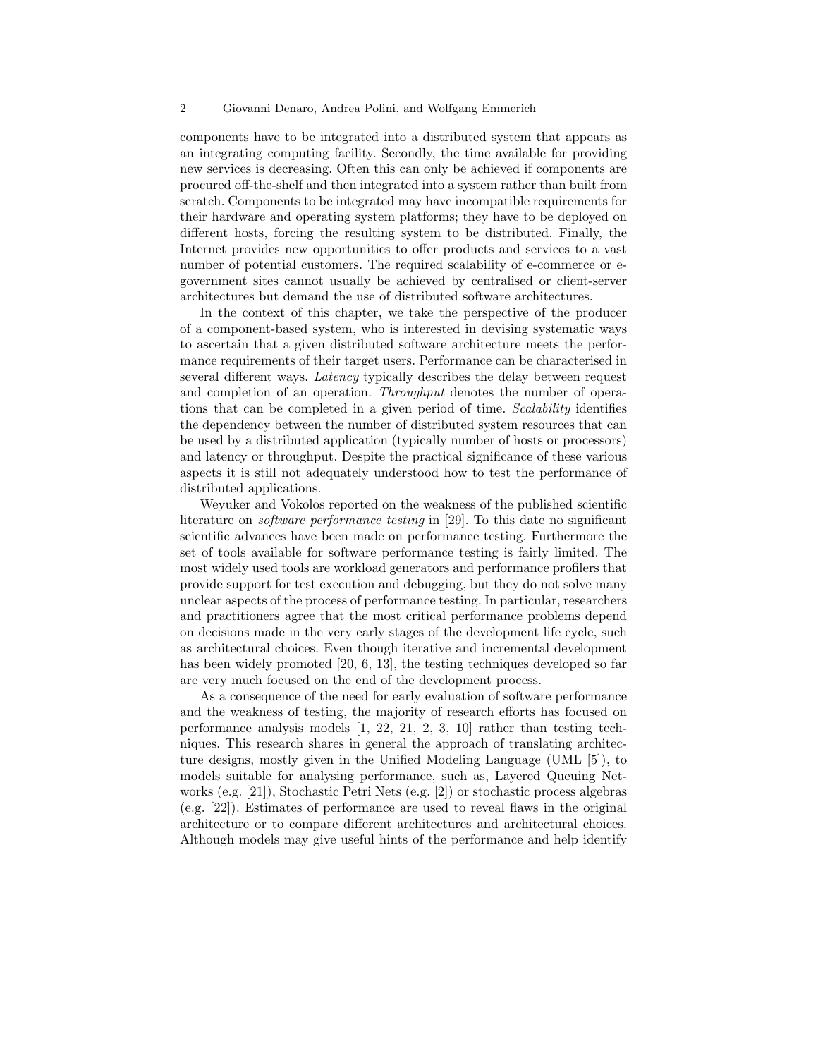components have to be integrated into a distributed system that appears as an integrating computing facility. Secondly, the time available for providing new services is decreasing. Often this can only be achieved if components are procured off-the-shelf and then integrated into a system rather than built from scratch. Components to be integrated may have incompatible requirements for their hardware and operating system platforms; they have to be deployed on different hosts, forcing the resulting system to be distributed. Finally, the Internet provides new opportunities to offer products and services to a vast number of potential customers. The required scalability of e-commerce or e-government sites cannot usually be achieved by centralised or client-server architectures but demand the use of distributed software architectures.

In the context of this chapter, we take the perspective of the producer of a component-based system, who is interested in devising systematic ways to ascertain that a given distributed software architecture meets the performance requirements of their target users. Performance can be characterised in several different ways. *Latency* typically describes the delay between request and completion of an operation. *Throughput* denotes the number of operations that can be completed in a given period of time. *Scalability* identifies the dependency between the number of distributed system resources that can be used by a distributed application (typically number of hosts or processors) and latency or throughput. Despite the practical significance of these various aspects it is still not adequately understood how to test the performance of distributed applications.

Weyuker and Vokolos reported on the weakness of the published scientific literature on *software performance testing* in [29]. To this date no significant scientific advances have been made on performance testing. Furthermore the set of tools available for software performance testing is fairly limited. The most widely used tools are workload generators and performance profilers that provide support for test execution and debugging, but they do not solve many unclear aspects of the process of performance testing. In particular, researchers and practitioners agree that the most critical performance problems depend on decisions made in the very early stages of the development life cycle, such as architectural choices. Even though iterative and incremental development has been widely promoted [20, 6, 13], the testing techniques developed so far are very much focused on the end of the development process.

As a consequence of the need for early evaluation of software performance and the weakness of testing, the majority of research efforts has focused on performance analysis models [1, 22, 21, 2, 3, 10] rather than testing techniques. This research shares in general the approach of translating architecture designs, mostly given in the Unified Modeling Language (UML [5]), to models suitable for analysing performance, such as, Layered Queuing Networks (e.g. [21]), Stochastic Petri Nets (e.g. [2]) or stochastic process algebras (e.g. [22]). Estimates of performance are used to reveal flaws in the original architecture or to compare different architectures and architectural choices. Although models may give useful hints of the performance and help identify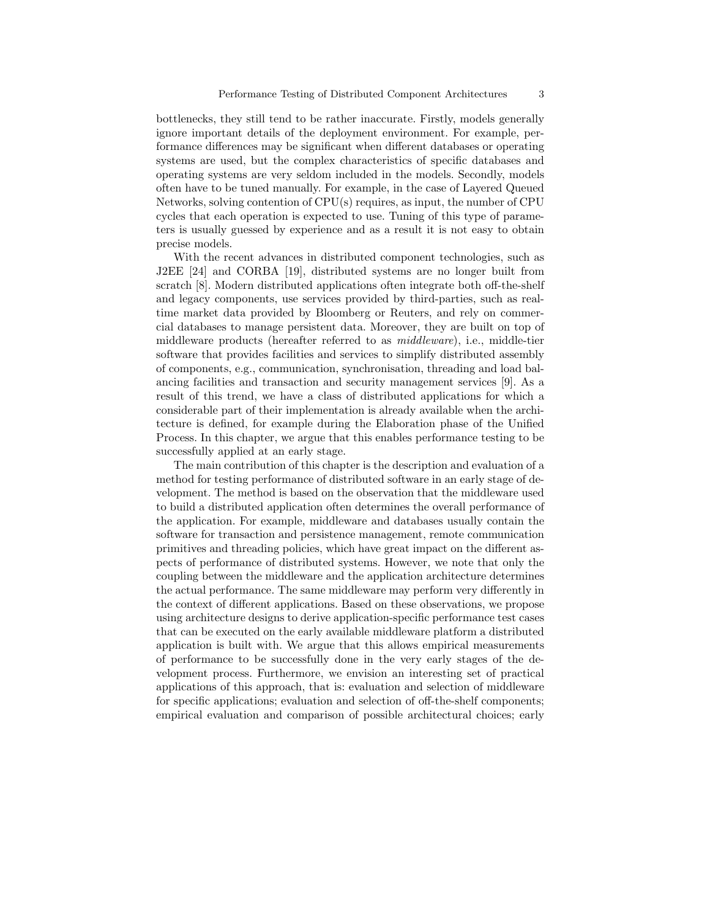bottlenecks, they still tend to be rather inaccurate. Firstly, models generally ignore important details of the deployment environment. For example, performance differences may be significant when different databases or operating systems are used, but the complex characteristics of specific databases and operating systems are very seldom included in the models. Secondly, models often have to be tuned manually. For example, in the case of Layered Queued Networks, solving contention of CPU(s) requires, as input, the number of CPU cycles that each operation is expected to use. Tuning of this type of parameters is usually guessed by experience and as a result it is not easy to obtain precise models.

With the recent advances in distributed component technologies, such as J2EE [24] and CORBA [19], distributed systems are no longer built from scratch [8]. Modern distributed applications often integrate both off-the-shelf and legacy components, use services provided by third-parties, such as real-time market data provided by Bloomberg or Reuters, and rely on commercial databases to manage persistent data. Moreover, they are built on top of middleware products (hereafter referred to as *middleware*), i.e., middle-tier software that provides facilities and services to simplify distributed assembly of components, e.g., communication, synchronisation, threading and load balancing facilities and transaction and security management services [9]. As a result of this trend, we have a class of distributed applications for which a considerable part of their implementation is already available when the architecture is defined, for example during the Elaboration phase of the Unified Process. In this chapter, we argue that this enables performance testing to be successfully applied at an early stage.

The main contribution of this chapter is the description and evaluation of a method for testing performance of distributed software in an early stage of development. The method is based on the observation that the middleware used to build a distributed application often determines the overall performance of the application. For example, middleware and databases usually contain the software for transaction and persistence management, remote communication primitives and threading policies, which have great impact on the different aspects of performance of distributed systems. However, we note that only the coupling between the middleware and the application architecture determines the actual performance. The same middleware may perform very differently in the context of different applications. Based on these observations, we propose using architecture designs to derive application-specific performance test cases that can be executed on the early available middleware platform a distributed application is built with. We argue that this allows empirical measurements of performance to be successfully done in the very early stages of the development process. Furthermore, we envision an interesting set of practical applications of this approach, that is: evaluation and selection of middleware for specific applications; evaluation and selection of off-the-shelf components; empirical evaluation and comparison of possible architectural choices; early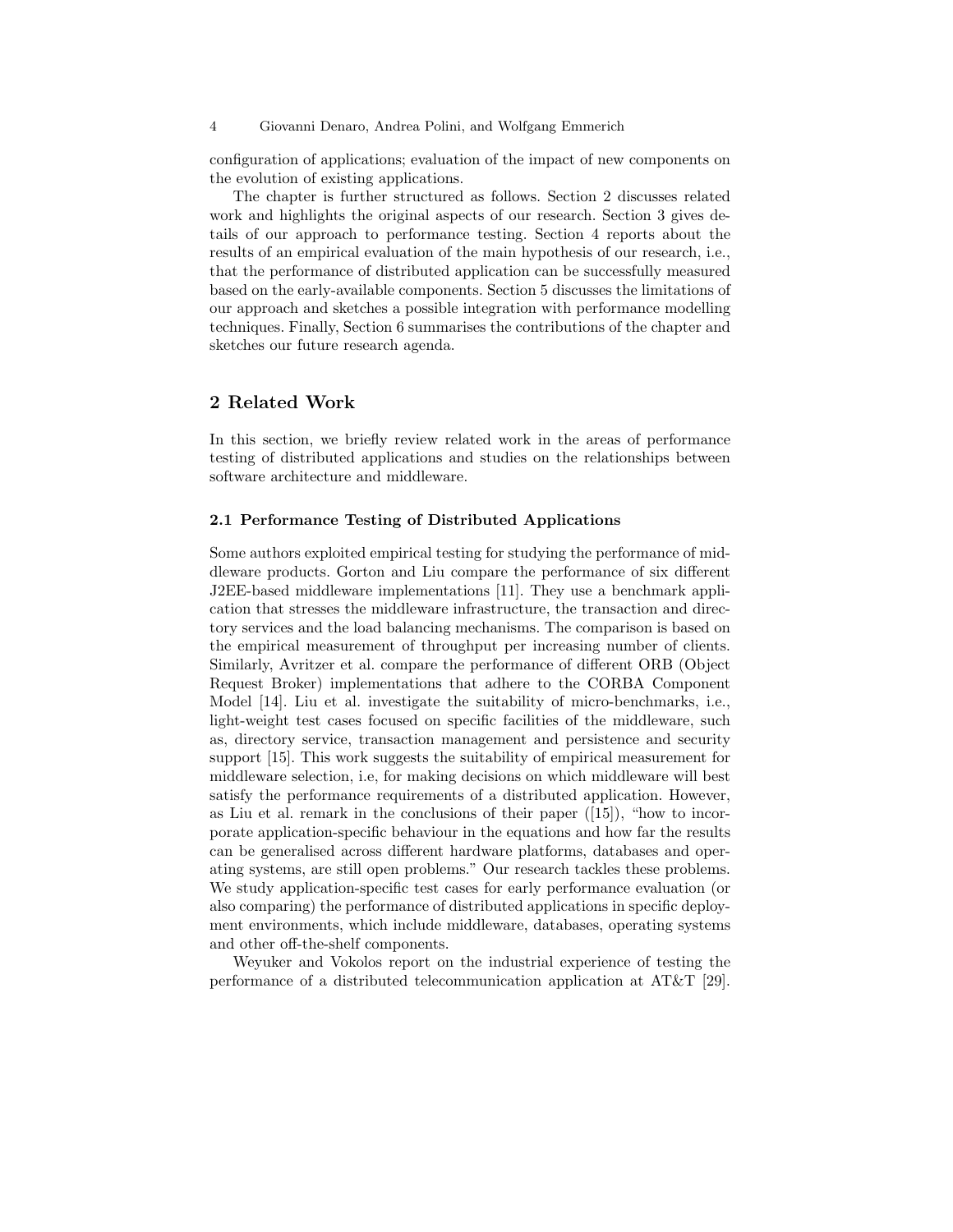configuration of applications; evaluation of the impact of new components on the evolution of existing applications.

The chapter is further structured as follows. Section 2 discusses related work and highlights the original aspects of our research. Section 3 gives details of our approach to performance testing. Section 4 reports about the results of an empirical evaluation of the main hypothesis of our research, i.e., that the performance of distributed application can be successfully measured based on the early-available components. Section 5 discusses the limitations of our approach and sketches a possible integration with performance modelling techniques. Finally, Section 6 summarises the contributions of the chapter and sketches our future research agenda.

## 2 Related Work

In this section, we briefly review related work in the areas of performance testing of distributed applications and studies on the relationships between software architecture and middleware.

### 2.1 Performance Testing of Distributed Applications

Some authors exploited empirical testing for studying the performance of middleware products. Gorton and Liu compare the performance of six different J2EE-based middleware implementations [11]. They use a benchmark application that stresses the middleware infrastructure, the transaction and directory services and the load balancing mechanisms. The comparison is based on the empirical measurement of throughput per increasing number of clients. Similarly, Avritzer et al. compare the performance of different ORB (Object Request Broker) implementations that adhere to the CORBA Component Model [14]. Liu et al. investigate the suitability of micro-benchmarks, i.e., light-weight test cases focused on specific facilities of the middleware, such as, directory service, transaction management and persistence and security support [15]. This work suggests the suitability of empirical measurement for middleware selection, i.e, for making decisions on which middleware will best satisfy the performance requirements of a distributed application. However, as Liu et al. remark in the conclusions of their paper ([15]), "how to incorporate application-specific behaviour in the equations and how far the results can be generalised across different hardware platforms, databases and operating systems, are still open problems." Our research tackles these problems. We study application-specific test cases for early performance evaluation (or also comparing) the performance of distributed applications in specific deployment environments, which include middleware, databases, operating systems and other off-the-shelf components.

Weyuker and Vokolos report on the industrial experience of testing the performance of a distributed telecommunication application at AT&T [29].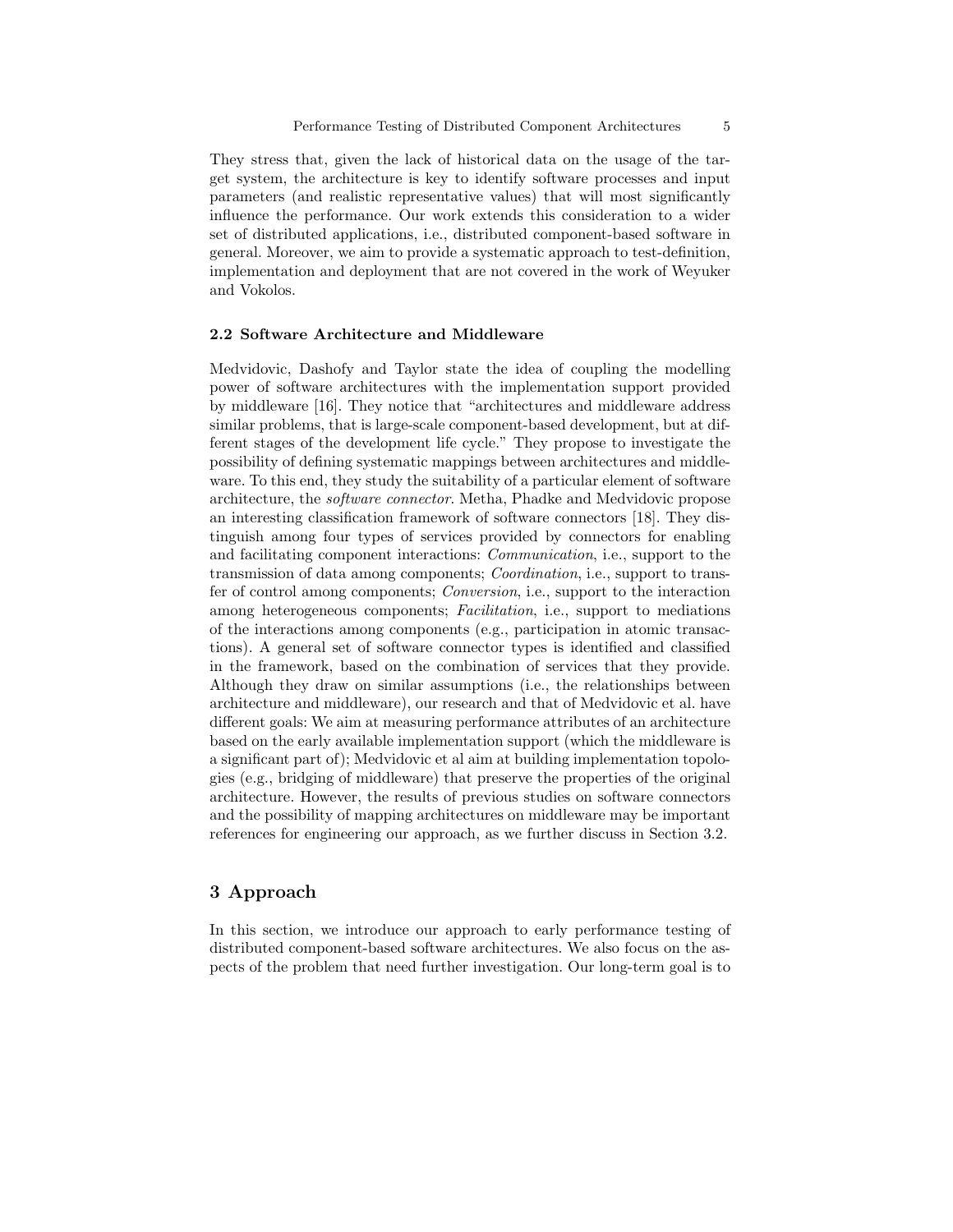They stress that, given the lack of historical data on the usage of the target system, the architecture is key to identify software processes and input parameters (and realistic representative values) that will most significantly influence the performance. Our work extends this consideration to a wider set of distributed applications, i.e., distributed component-based software in general. Moreover, we aim to provide a systematic approach to test-definition, implementation and deployment that are not covered in the work of Weyuker and Vokolos.

### 2.2 Software Architecture and Middleware

Medvidovic, Dashofy and Taylor state the idea of coupling the modelling power of software architectures with the implementation support provided by middleware [16]. They notice that "architectures and middleware address similar problems, that is large-scale component-based development, but at different stages of the development life cycle." They propose to investigate the possibility of defining systematic mappings between architectures and middleware. To this end, they study the suitability of a particular element of software architecture, the *software connector*. Metha, Phadke and Medvidovic propose an interesting classification framework of software connectors [18]. They distinguish among four types of services provided by connectors for enabling and facilitating component interactions: *Communication*, i.e., support to the transmission of data among components; *Coordination*, i.e., support to transfer of control among components; *Conversion*, i.e., support to the interaction among heterogeneous components; *Facilitation*, i.e., support to mediations of the interactions among components (e.g., participation in atomic transactions). A general set of software connector types is identified and classified in the framework, based on the combination of services that they provide. Although they draw on similar assumptions (i.e., the relationships between architecture and middleware), our research and that of Medvidovic et al. have different goals: We aim at measuring performance attributes of an architecture based on the early available implementation support (which the middleware is a significant part of); Medvidovic et al aim at building implementation topologies (e.g., bridging of middleware) that preserve the properties of the original architecture. However, the results of previous studies on software connectors and the possibility of mapping architectures on middleware may be important references for engineering our approach, as we further discuss in Section 3.2.

## 3 Approach

In this section, we introduce our approach to early performance testing of distributed component-based software architectures. We also focus on the aspects of the problem that need further investigation. Our long-term goal is to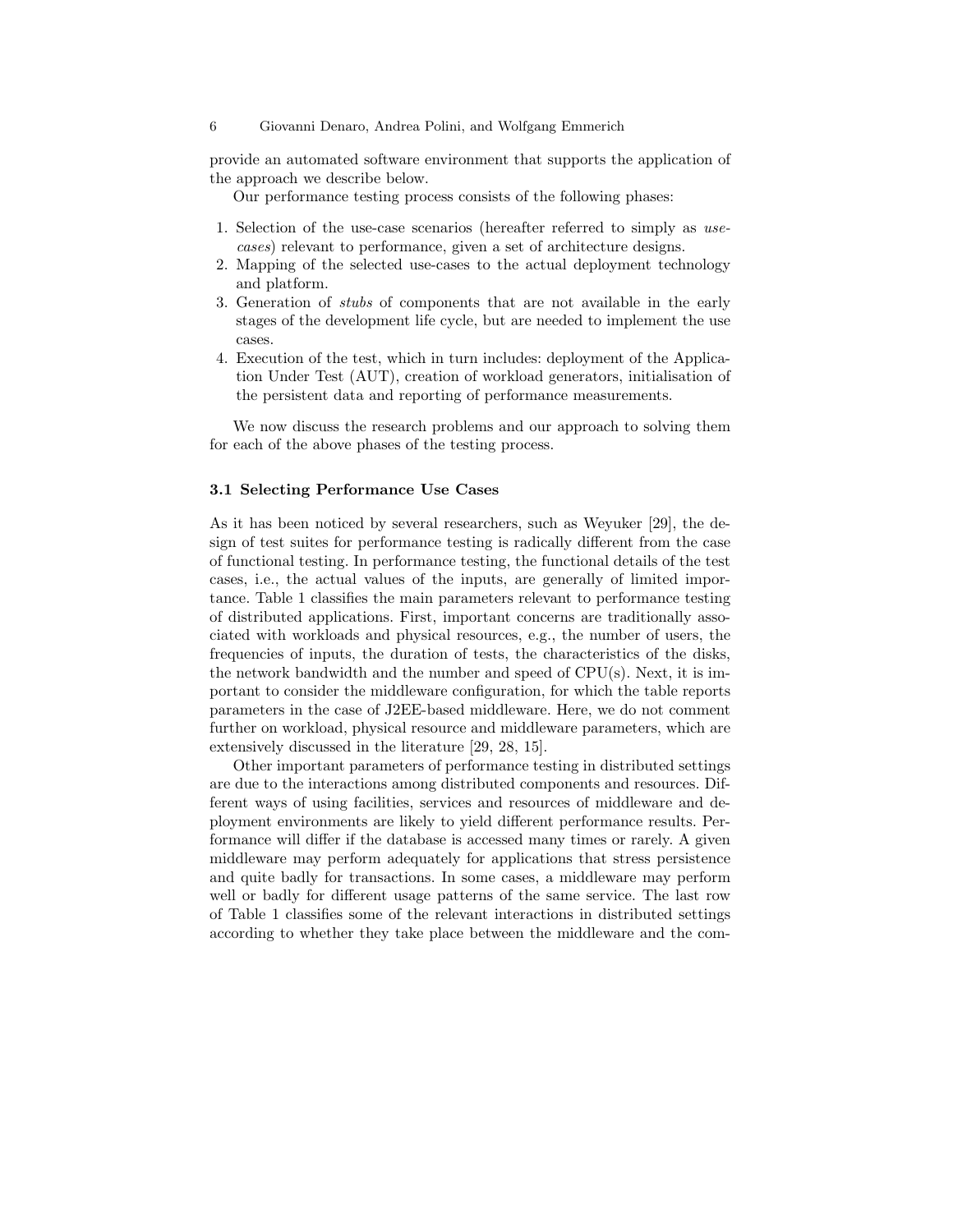provide an automated software environment that supports the application of the approach we describe below.

Our performance testing process consists of the following phases:

1. Selection of the use-case scenarios (hereafter referred to simply as *use-cases*) relevant to performance, given a set of architecture designs.
2. Mapping of the selected use-cases to the actual deployment technology and platform.
3. Generation of *stubs* of components that are not available in the early stages of the development life cycle, but are needed to implement the use cases.
4. Execution of the test, which in turn includes: deployment of the Application Under Test (AUT), creation of workload generators, initialisation of the persistent data and reporting of performance measurements.

We now discuss the research problems and our approach to solving them for each of the above phases of the testing process.

### 3.1 Selecting Performance Use Cases

As it has been noticed by several researchers, such as Weyuker [29], the design of test suites for performance testing is radically different from the case of functional testing. In performance testing, the functional details of the test cases, i.e., the actual values of the inputs, are generally of limited importance. Table 1 classifies the main parameters relevant to performance testing of distributed applications. First, important concerns are traditionally associated with workloads and physical resources, e.g., the number of users, the frequencies of inputs, the duration of tests, the characteristics of the disks, the network bandwidth and the number and speed of CPU(s). Next, it is important to consider the middleware configuration, for which the table reports parameters in the case of J2EE-based middleware. Here, we do not comment further on workload, physical resource and middleware parameters, which are extensively discussed in the literature [29, 28, 15].

Other important parameters of performance testing in distributed settings are due to the interactions among distributed components and resources. Different ways of using facilities, services and resources of middleware and deployment environments are likely to yield different performance results. Performance will differ if the database is accessed many times or rarely. A given middleware may perform adequately for applications that stress persistence and quite badly for transactions. In some cases, a middleware may perform well or badly for different usage patterns of the same service. The last row of Table 1 classifies some of the relevant interactions in distributed settings according to whether they take place between the middleware and the com-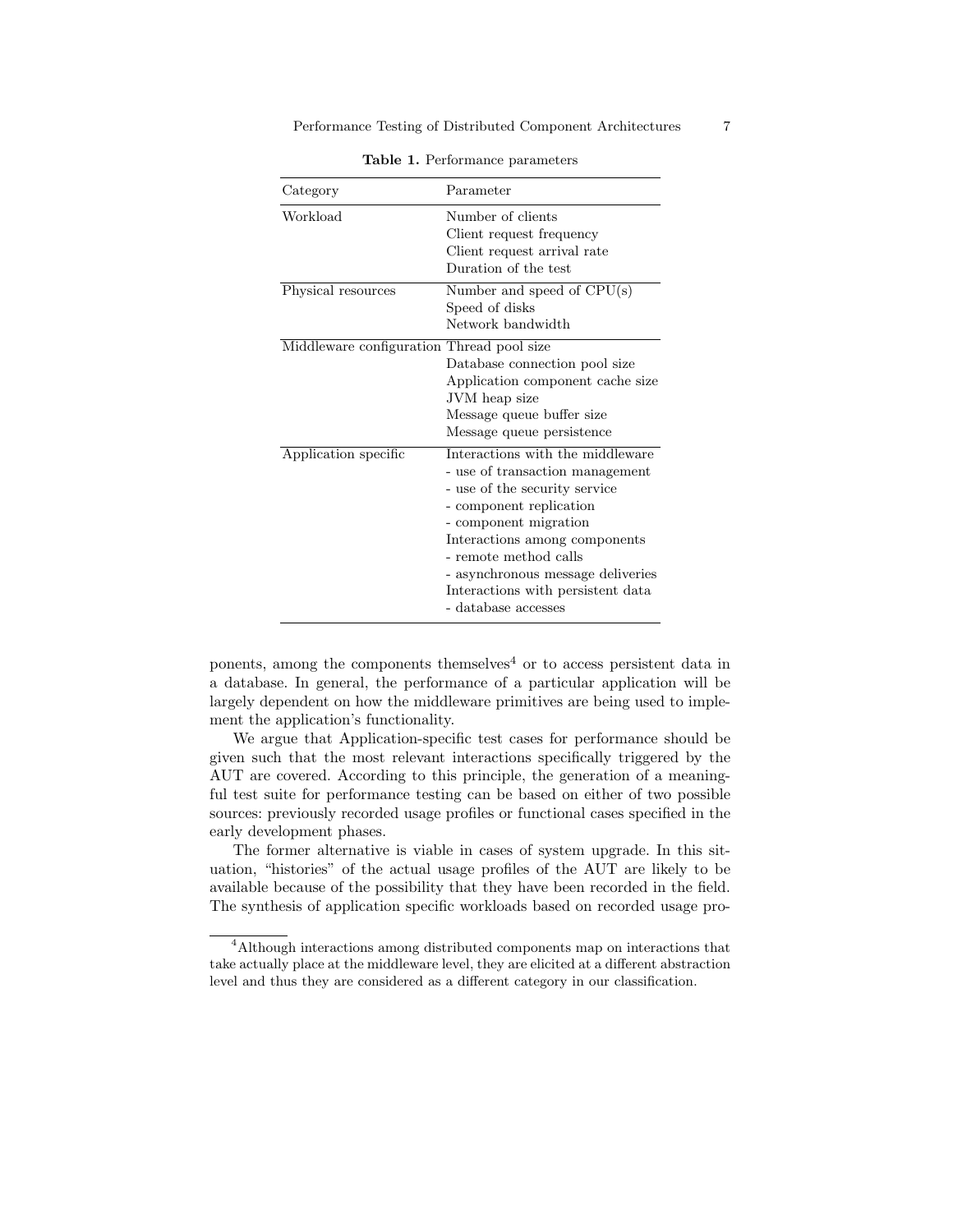**Table 1.** Performance parameters

| Category | Parameter |
| --- | --- |
| Workload | Number of clients |
| | Client request frequency |
| | Client request arrival rate |
| | Duration of the test |
| Physical resources | Number and speed of CPU(s) |
| | Speed of disks |
| | Network bandwidth |
| Middleware configuration | Thread pool size |
| | Database connection pool size |
| | Application component cache size |
| | JVM heap size |
| | Message queue buffer size |
| | Message queue persistence |
| Application specific | Interactions with the middleware |
| | - use of transaction management |
| | - use of the security service |
| | - component replication |
| | - component migration |
| | Interactions among components |
| | - remote method calls |
| | - asynchronous message deliveries |
| | Interactions with persistent data |
| | - database accesses |

ponents, among the components themselves[4] or to access persistent data in a database. In general, the performance of a particular application will be largely dependent on how the middleware primitives are being used to implement the application's functionality.

We argue that Application-specific test cases for performance should be given such that the most relevant interactions specifically triggered by the AUT are covered. According to this principle, the generation of a meaningful test suite for performance testing can be based on either of two possible sources: previously recorded usage profiles or functional cases specified in the early development phases.

The former alternative is viable in cases of system upgrade. In this situation, "histories" of the actual usage profiles of the AUT are likely to be available because of the possibility that they have been recorded in the field. The synthesis of application specific workloads based on recorded usage pro-

[4] Although interactions among distributed components map on interactions that take actually place at the middleware level, they are elicited at a different abstraction level and thus they are considered as a different category in our classification.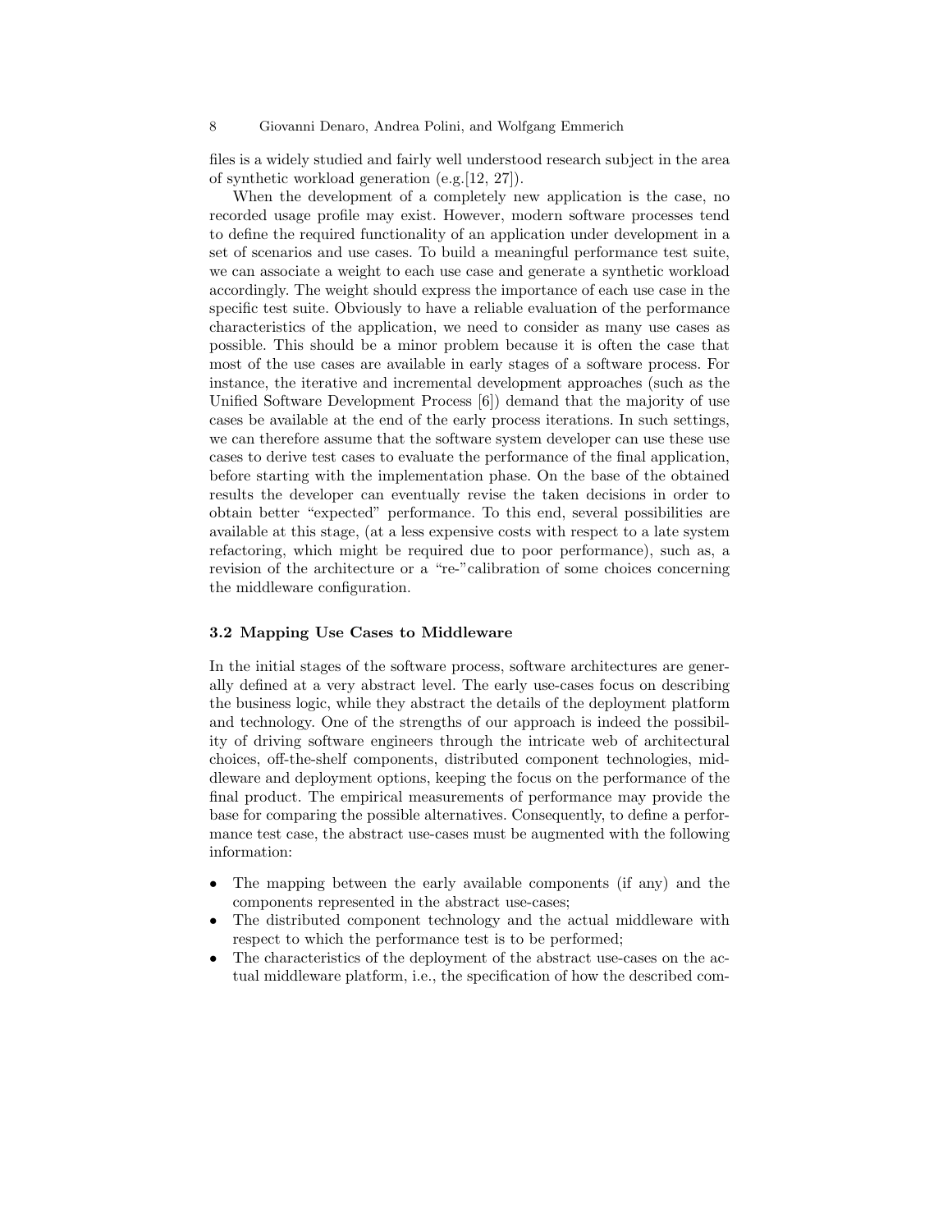files is a widely studied and fairly well understood research subject in the area of synthetic workload generation (e.g.[12, 27]).

When the development of a completely new application is the case, no recorded usage profile may exist. However, modern software processes tend to define the required functionality of an application under development in a set of scenarios and use cases. To build a meaningful performance test suite, we can associate a weight to each use case and generate a synthetic workload accordingly. The weight should express the importance of each use case in the specific test suite. Obviously to have a reliable evaluation of the performance characteristics of the application, we need to consider as many use cases as possible. This should be a minor problem because it is often the case that most of the use cases are available in early stages of a software process. For instance, the iterative and incremental development approaches (such as the Unified Software Development Process [6]) demand that the majority of use cases be available at the end of the early process iterations. In such settings, we can therefore assume that the software system developer can use these use cases to derive test cases to evaluate the performance of the final application, before starting with the implementation phase. On the base of the obtained results the developer can eventually revise the taken decisions in order to obtain better "expected" performance. To this end, several possibilities are available at this stage, (at a less expensive costs with respect to a late system refactoring, which might be required due to poor performance), such as, a revision of the architecture or a "re-"calibration of some choices concerning the middleware configuration.

### 3.2 Mapping Use Cases to Middleware

In the initial stages of the software process, software architectures are generally defined at a very abstract level. The early use-cases focus on describing the business logic, while they abstract the details of the deployment platform and technology. One of the strengths of our approach is indeed the possibility of driving software engineers through the intricate web of architectural choices, off-the-shelf components, distributed component technologies, middleware and deployment options, keeping the focus on the performance of the final product. The empirical measurements of performance may provide the base for comparing the possible alternatives. Consequently, to define a performance test case, the abstract use-cases must be augmented with the following information:

- The mapping between the early available components (if any) and the components represented in the abstract use-cases;
- The distributed component technology and the actual middleware with respect to which the performance test is to be performed;
- The characteristics of the deployment of the abstract use-cases on the actual middleware platform, i.e., the specification of how the described com-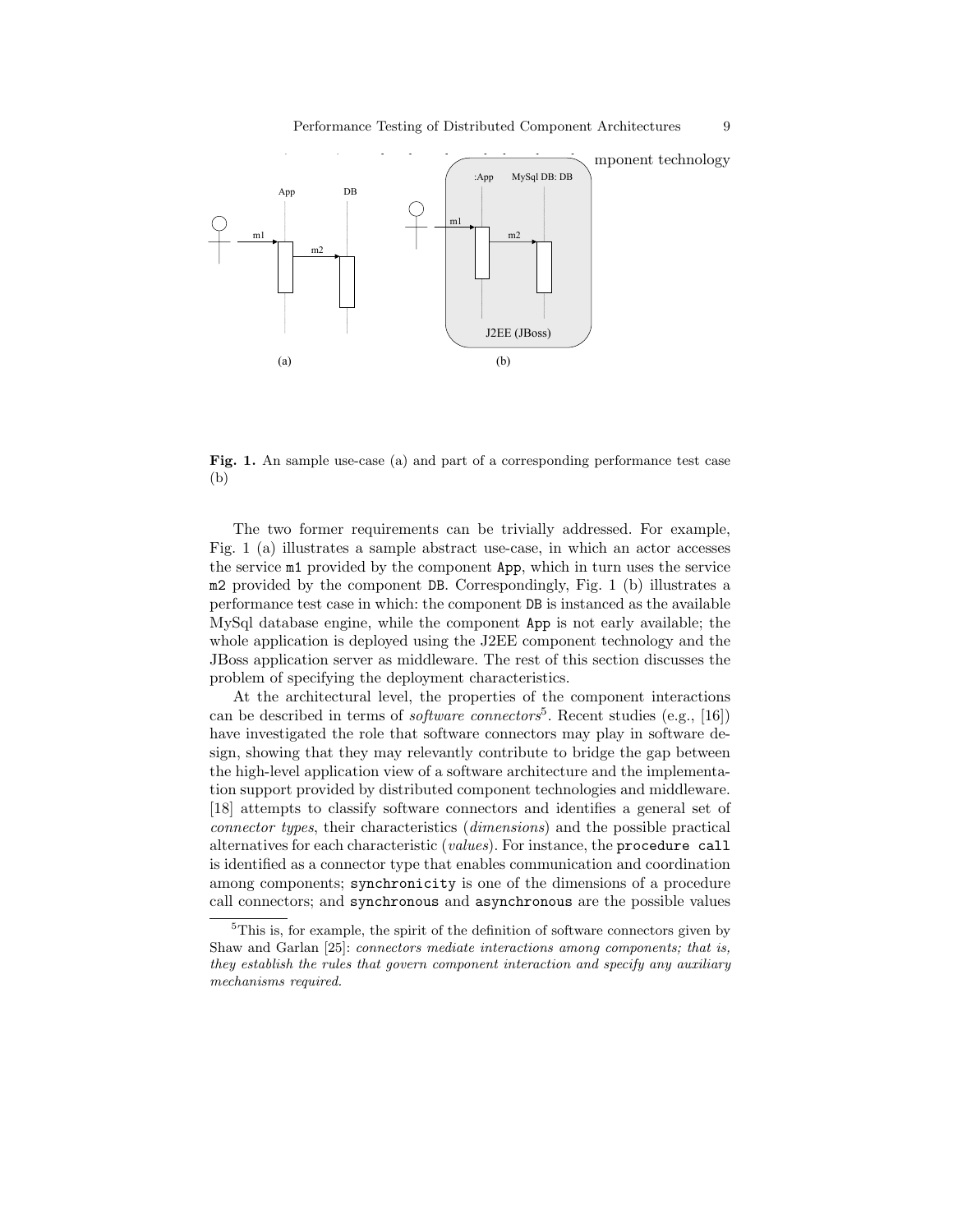**Fig. 1.** An sample use-case (a) and part of a corresponding performance test case (b)

The two former requirements can be trivially addressed. For example, Fig. 1 (a) illustrates a sample abstract use-case, in which an actor accesses the service `m1` provided by the component `App`, which in turn uses the service `m2` provided by the component `DB`. Correspondingly, Fig. 1 (b) illustrates a performance test case in which: the component `DB` is instanced as the available MySql database engine, while the component `App` is not early available; the whole application is deployed using the J2EE component technology and the JBoss application server as middleware. The rest of this section discusses the problem of specifying the deployment characteristics.

At the architectural level, the properties of the component interactions can be described in terms of *software connectors*[5]. Recent studies (e.g., [16]) have investigated the role that software connectors may play in software design, showing that they may relevantly contribute to bridge the gap between the high-level application view of a software architecture and the implementation support provided by distributed component technologies and middleware. [18] attempts to classify software connectors and identifies a general set of *connector types*, their characteristics (*dimensions*) and the possible practical alternatives for each characteristic (*values*). For instance, the `procedure call` is identified as a connector type that enables communication and coordination among components; `synchronicity` is one of the dimensions of a procedure call connectors; and `synchronous` and `asynchronous` are the possible values

[5] This is, for example, the spirit of the definition of software connectors given by Shaw and Garlan [25]: *connectors mediate interactions among components; that is, they establish the rules that govern component interaction and specify any auxiliary mechanisms required.*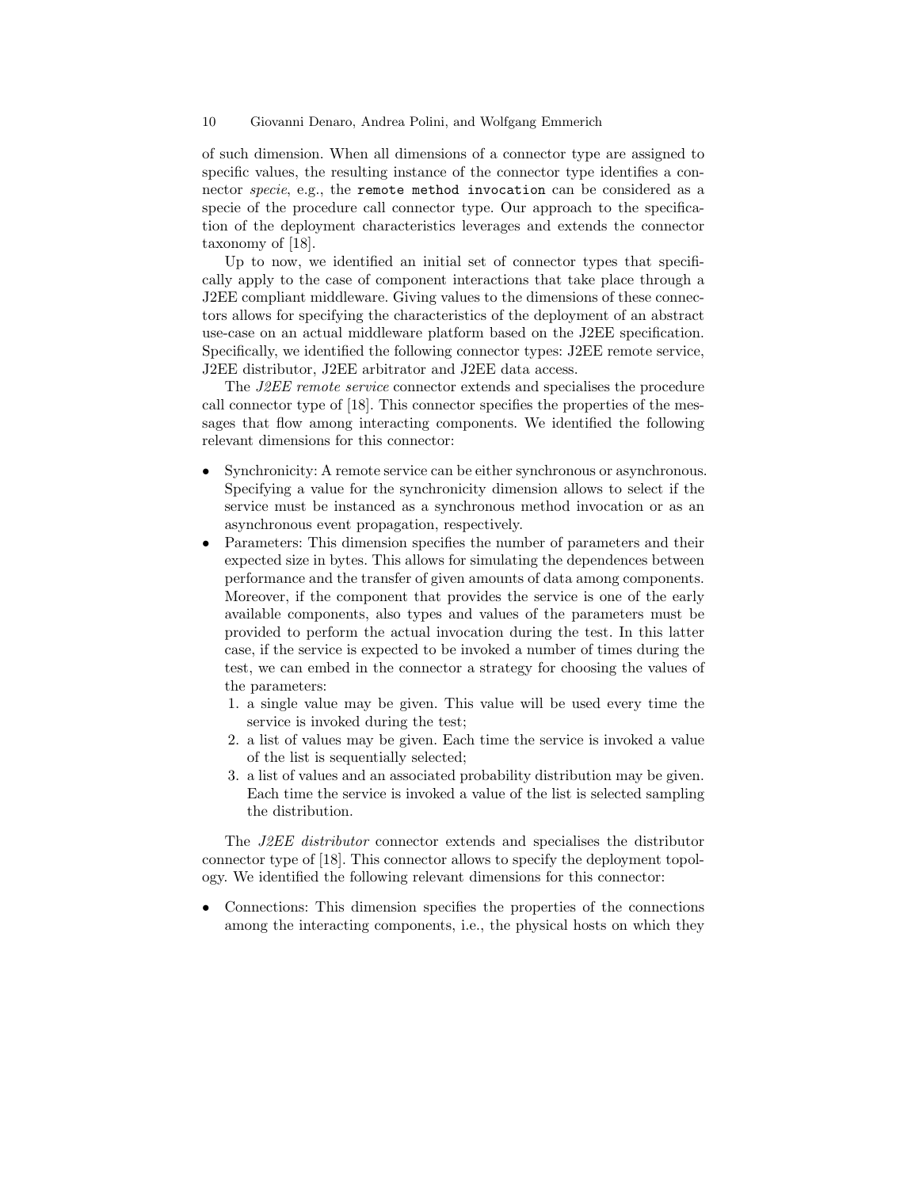of such dimension. When all dimensions of a connector type are assigned to specific values, the resulting instance of the connector type identifies a connector *specie*, e.g., the `remote method invocation` can be considered as a specie of the procedure call connector type. Our approach to the specification of the deployment characteristics leverages and extends the connector taxonomy of [18].

Up to now, we identified an initial set of connector types that specifically apply to the case of component interactions that take place through a J2EE compliant middleware. Giving values to the dimensions of these connectors allows for specifying the characteristics of the deployment of an abstract use-case on an actual middleware platform based on the J2EE specification. Specifically, we identified the following connector types: J2EE remote service, J2EE distributor, J2EE arbitrator and J2EE data access.

The *J2EE remote service* connector extends and specialises the procedure call connector type of [18]. This connector specifies the properties of the messages that flow among interacting components. We identified the following relevant dimensions for this connector:

- Synchronicity: A remote service can be either synchronous or asynchronous. Specifying a value for the synchronicity dimension allows to select if the service must be instanced as a synchronous method invocation or as an asynchronous event propagation, respectively.
- Parameters: This dimension specifies the number of parameters and their expected size in bytes. This allows for simulating the dependences between performance and the transfer of given amounts of data among components. Moreover, if the component that provides the service is one of the early available components, also types and values of the parameters must be provided to perform the actual invocation during the test. In this latter case, if the service is expected to be invoked a number of times during the test, we can embed in the connector a strategy for choosing the values of the parameters:
  1. a single value may be given. This value will be used every time the service is invoked during the test;
  2. a list of values may be given. Each time the service is invoked a value of the list is sequentially selected;
  3. a list of values and an associated probability distribution may be given. Each time the service is invoked a value of the list is selected sampling the distribution.

The *J2EE distributor* connector extends and specialises the distributor connector type of [18]. This connector allows to specify the deployment topology. We identified the following relevant dimensions for this connector:

- Connections: This dimension specifies the properties of the connections among the interacting components, i.e., the physical hosts on which they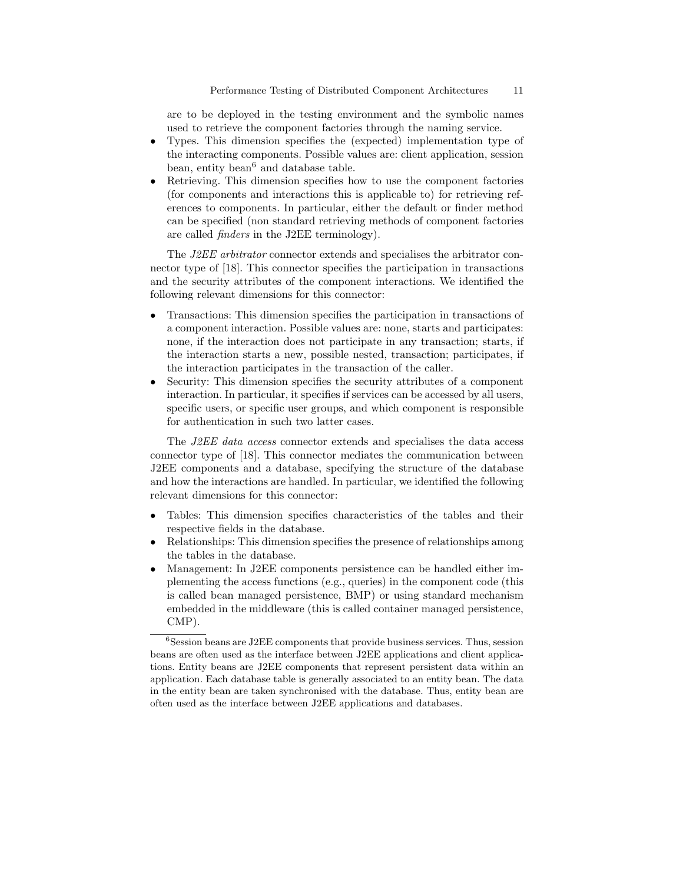are to be deployed in the testing environment and the symbolic names used to retrieve the component factories through the naming service.

- Types. This dimension specifies the (expected) implementation type of the interacting components. Possible values are: client application, session bean, entity bean[6] and database table.
- Retrieving. This dimension specifies how to use the component factories (for components and interactions this is applicable to) for retrieving references to components. In particular, either the default or finder method can be specified (non standard retrieving methods of component factories are called *finders* in the J2EE terminology).

The *J2EE arbitrator* connector extends and specialises the arbitrator connector type of [18]. This connector specifies the participation in transactions and the security attributes of the component interactions. We identified the following relevant dimensions for this connector:

- Transactions: This dimension specifies the participation in transactions of a component interaction. Possible values are: none, starts and participates: none, if the interaction does not participate in any transaction; starts, if the interaction starts a new, possible nested, transaction; participates, if the interaction participates in the transaction of the caller.
- Security: This dimension specifies the security attributes of a component interaction. In particular, it specifies if services can be accessed by all users, specific users, or specific user groups, and which component is responsible for authentication in such two latter cases.

The *J2EE data access* connector extends and specialises the data access connector type of [18]. This connector mediates the communication between J2EE components and a database, specifying the structure of the database and how the interactions are handled. In particular, we identified the following relevant dimensions for this connector:

- Tables: This dimension specifies characteristics of the tables and their respective fields in the database.
- Relationships: This dimension specifies the presence of relationships among the tables in the database.
- Management: In J2EE components persistence can be handled either implementing the access functions (e.g., queries) in the component code (this is called bean managed persistence, BMP) or using standard mechanism embedded in the middleware (this is called container managed persistence, CMP).

[6] Session beans are J2EE components that provide business services. Thus, session beans are often used as the interface between J2EE applications and client applications. Entity beans are J2EE components that represent persistent data within an application. Each database table is generally associated to an entity bean. The data in the entity bean are taken synchronised with the database. Thus, entity bean are often used as the interface between J2EE applications and databases.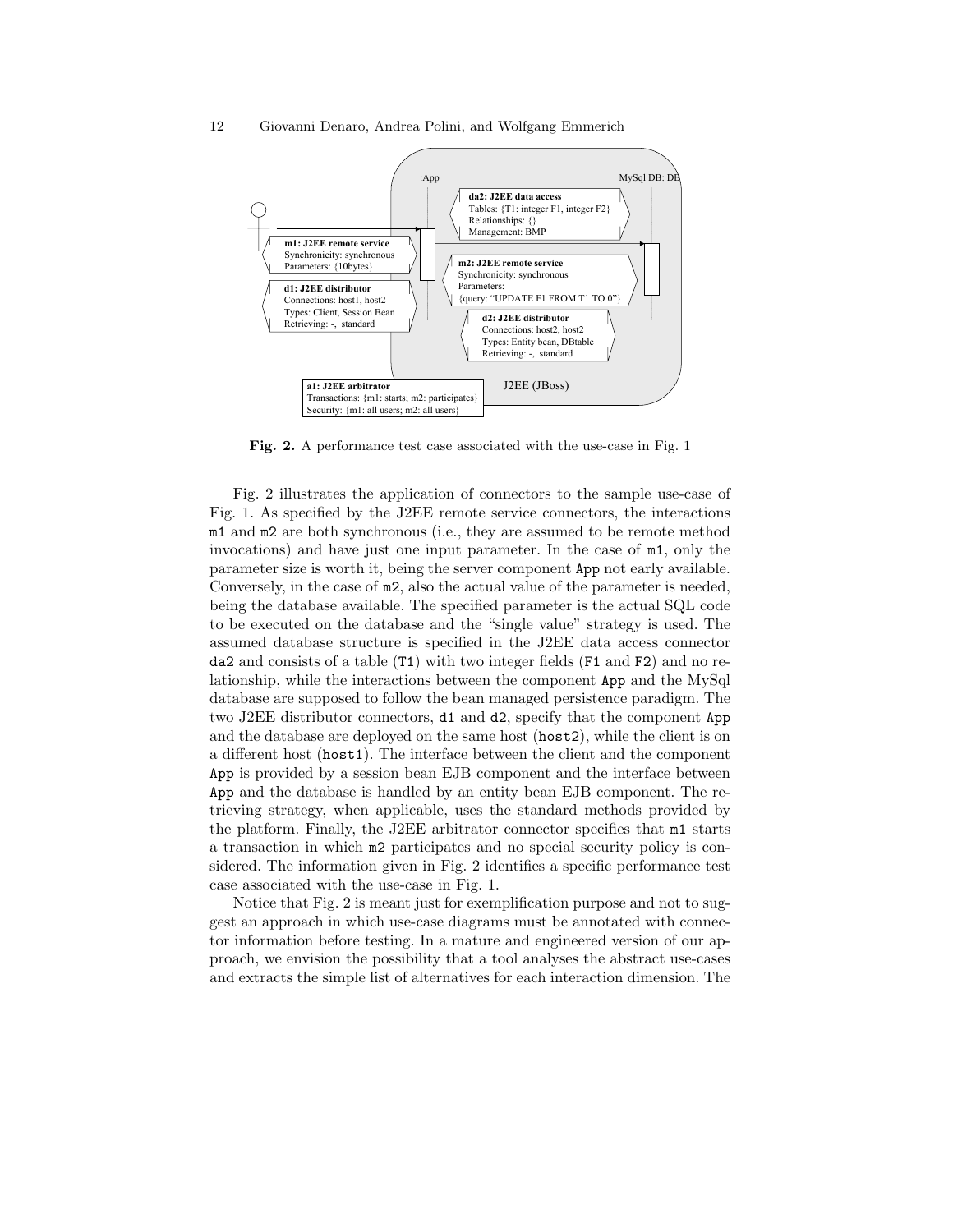**Fig. 2.** A performance test case associated with the use-case in Fig. 1

Fig. 2 illustrates the application of connectors to the sample use-case of Fig. 1. As specified by the J2EE remote service connectors, the interactions m1 and m2 are both synchronous (i.e., they are assumed to be remote method invocations) and have just one input parameter. In the case of m1, only the parameter size is worth it, being the server component App not early available. Conversely, in the case of m2, also the actual value of the parameter is needed, being the database available. The specified parameter is the actual SQL code to be executed on the database and the "single value" strategy is used. The assumed database structure is specified in the J2EE data access connector da2 and consists of a table (T1) with two integer fields (F1 and F2) and no relationship, while the interactions between the component App and the MySql database are supposed to follow the bean managed persistence paradigm. The two J2EE distributor connectors, d1 and d2, specify that the component App and the database are deployed on the same host (host2), while the client is on a different host (host1). The interface between the client and the component App is provided by a session bean EJB component and the interface between App and the database is handled by an entity bean EJB component. The retrieving strategy, when applicable, uses the standard methods provided by the platform. Finally, the J2EE arbitrator connector specifies that m1 starts a transaction in which m2 participates and no special security policy is considered. The information given in Fig. 2 identifies a specific performance test case associated with the use-case in Fig. 1.

Notice that Fig. 2 is meant just for exemplification purpose and not to suggest an approach in which use-case diagrams must be annotated with connector information before testing. In a mature and engineered version of our approach, we envision the possibility that a tool analyses the abstract use-cases and extracts the simple list of alternatives for each interaction dimension. The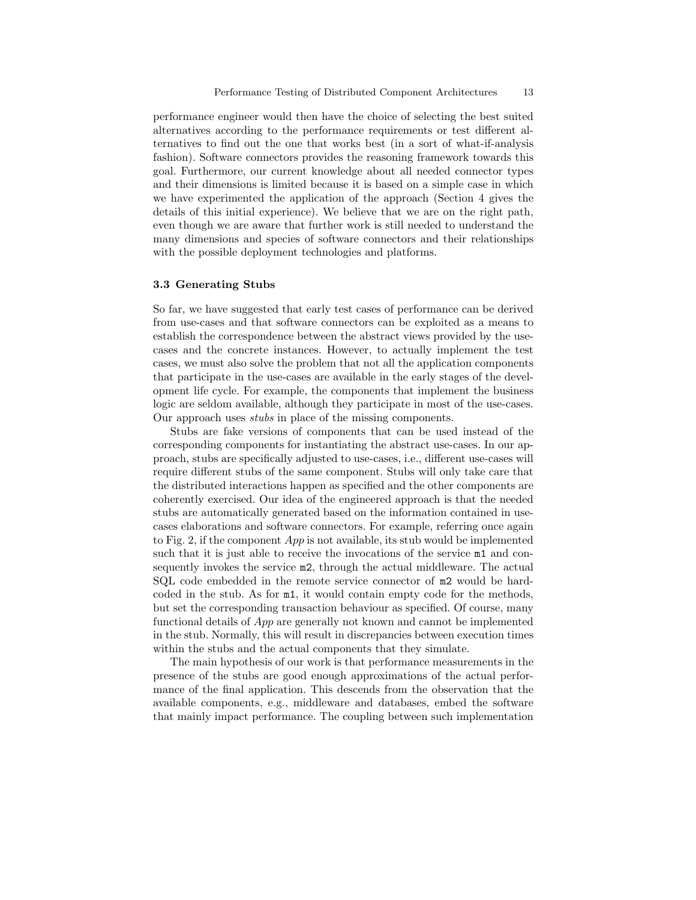performance engineer would then have the choice of selecting the best suited alternatives according to the performance requirements or test different alternatives to find out the one that works best (in a sort of what-if-analysis fashion). Software connectors provides the reasoning framework towards this goal. Furthermore, our current knowledge about all needed connector types and their dimensions is limited because it is based on a simple case in which we have experimented the application of the approach (Section 4 gives the details of this initial experience). We believe that we are on the right path, even though we are aware that further work is still needed to understand the many dimensions and species of software connectors and their relationships with the possible deployment technologies and platforms.

### 3.3 Generating Stubs

So far, we have suggested that early test cases of performance can be derived from use-cases and that software connectors can be exploited as a means to establish the correspondence between the abstract views provided by the use-cases and the concrete instances. However, to actually implement the test cases, we must also solve the problem that not all the application components that participate in the use-cases are available in the early stages of the development life cycle. For example, the components that implement the business logic are seldom available, although they participate in most of the use-cases. Our approach uses *stubs* in place of the missing components.

Stubs are fake versions of components that can be used instead of the corresponding components for instantiating the abstract use-cases. In our approach, stubs are specifically adjusted to use-cases, i.e., different use-cases will require different stubs of the same component. Stubs will only take care that the distributed interactions happen as specified and the other components are coherently exercised. Our idea of the engineered approach is that the needed stubs are automatically generated based on the information contained in use-cases elaborations and software connectors. For example, referring once again to Fig. 2, if the component *App* is not available, its stub would be implemented such that it is just able to receive the invocations of the service `m1` and consequently invokes the service `m2`, through the actual middleware. The actual SQL code embedded in the remote service connector of `m2` would be hard-coded in the stub. As for `m1`, it would contain empty code for the methods, but set the corresponding transaction behaviour as specified. Of course, many functional details of *App* are generally not known and cannot be implemented in the stub. Normally, this will result in discrepancies between execution times within the stubs and the actual components that they simulate.

The main hypothesis of our work is that performance measurements in the presence of the stubs are good enough approximations of the actual performance of the final application. This descends from the observation that the available components, e.g., middleware and databases, embed the software that mainly impact performance. The coupling between such implementation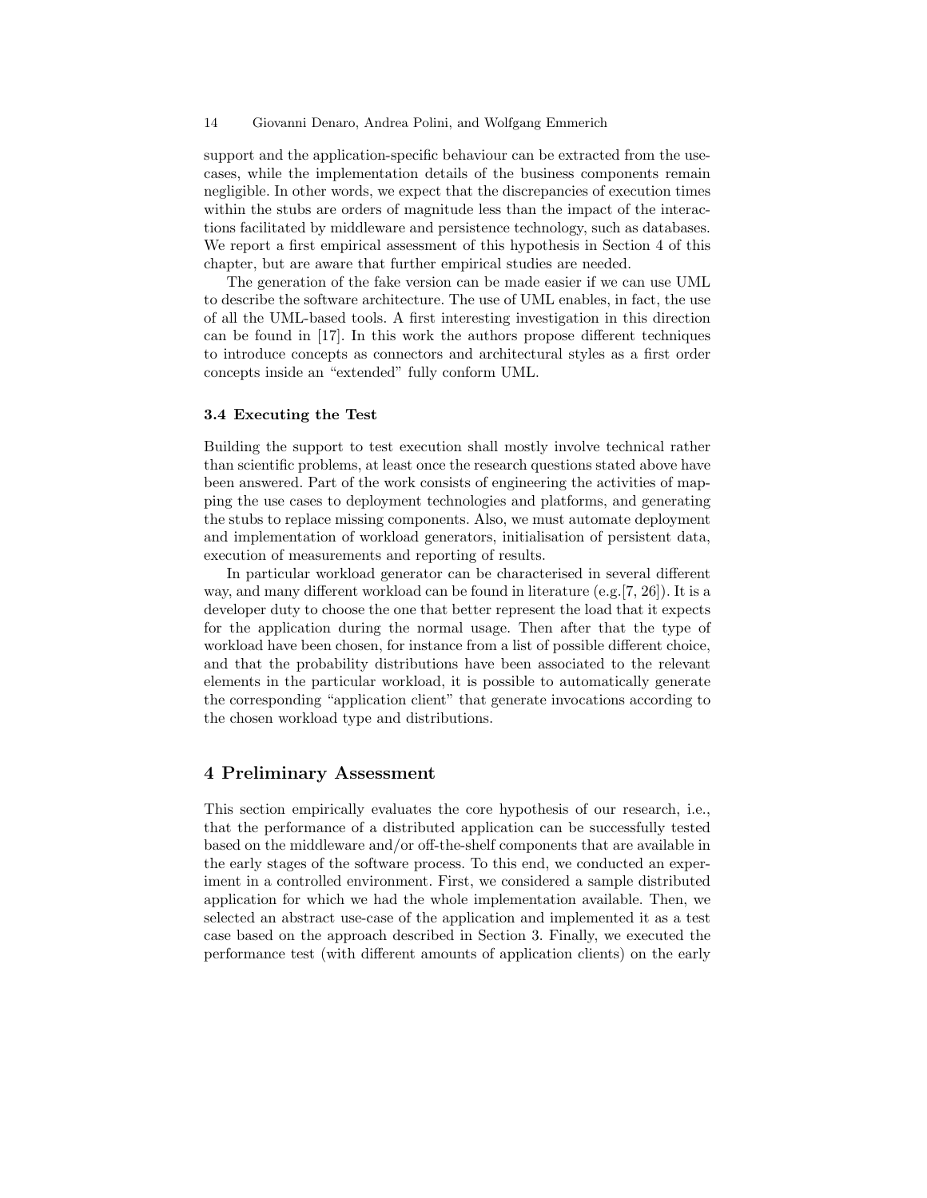support and the application-specific behaviour can be extracted from the use-cases, while the implementation details of the business components remain negligible. In other words, we expect that the discrepancies of execution times within the stubs are orders of magnitude less than the impact of the interactions facilitated by middleware and persistence technology, such as databases. We report a first empirical assessment of this hypothesis in Section 4 of this chapter, but are aware that further empirical studies are needed.

The generation of the fake version can be made easier if we can use UML to describe the software architecture. The use of UML enables, in fact, the use of all the UML-based tools. A first interesting investigation in this direction can be found in [17]. In this work the authors propose different techniques to introduce concepts as connectors and architectural styles as a first order concepts inside an "extended" fully conform UML.

### 3.4 Executing the Test

Building the support to test execution shall mostly involve technical rather than scientific problems, at least once the research questions stated above have been answered. Part of the work consists of engineering the activities of mapping the use cases to deployment technologies and platforms, and generating the stubs to replace missing components. Also, we must automate deployment and implementation of workload generators, initialisation of persistent data, execution of measurements and reporting of results.

In particular workload generator can be characterised in several different way, and many different workload can be found in literature (e.g.[7, 26]). It is a developer duty to choose the one that better represent the load that it expects for the application during the normal usage. Then after that the type of workload have been chosen, for instance from a list of possible different choice, and that the probability distributions have been associated to the relevant elements in the particular workload, it is possible to automatically generate the corresponding "application client" that generate invocations according to the chosen workload type and distributions.

## 4 Preliminary Assessment

This section empirically evaluates the core hypothesis of our research, i.e., that the performance of a distributed application can be successfully tested based on the middleware and/or off-the-shelf components that are available in the early stages of the software process. To this end, we conducted an experiment in a controlled environment. First, we considered a sample distributed application for which we had the whole implementation available. Then, we selected an abstract use-case of the application and implemented it as a test case based on the approach described in Section 3. Finally, we executed the performance test (with different amounts of application clients) on the early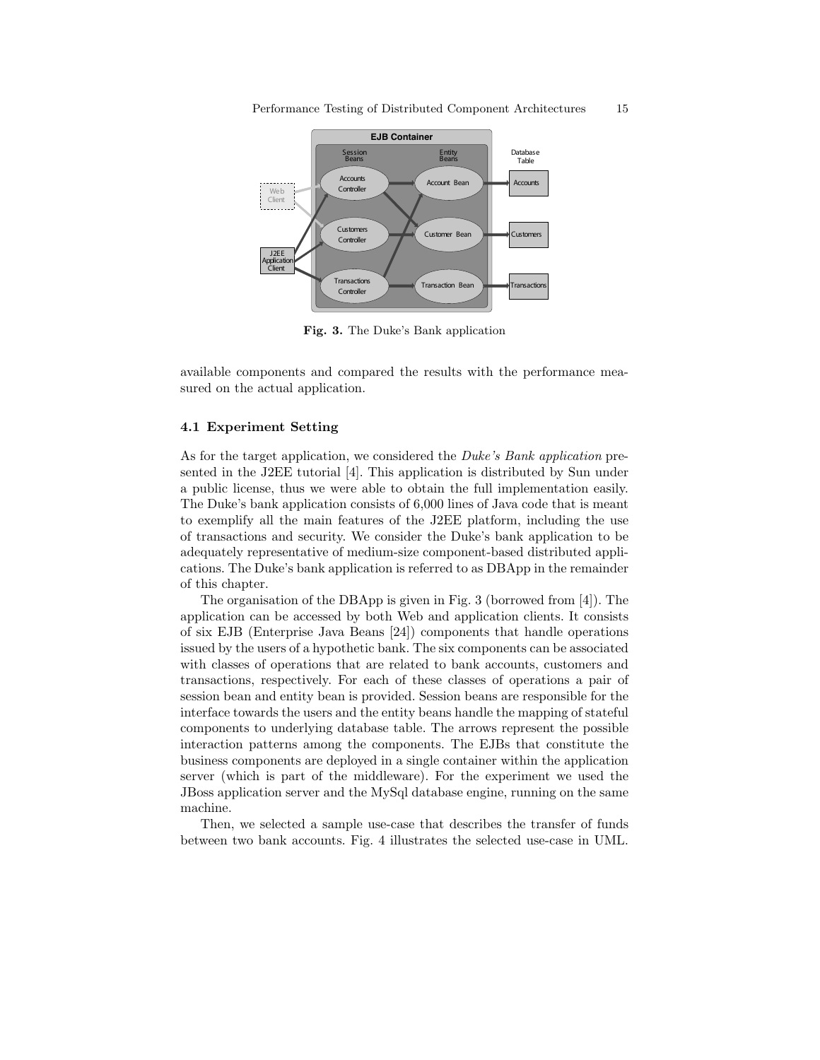Fig. 3. The Duke's Bank application

available components and compared the results with the performance measured on the actual application.

### 4.1 Experiment Setting

As for the target application, we considered the *Duke's Bank application* presented in the J2EE tutorial [4]. This application is distributed by Sun under a public license, thus we were able to obtain the full implementation easily. The Duke's bank application consists of 6,000 lines of Java code that is meant to exemplify all the main features of the J2EE platform, including the use of transactions and security. We consider the Duke's bank application to be adequately representative of medium-size component-based distributed applications. The Duke's bank application is referred to as DBApp in the remainder of this chapter.

The organisation of the DBApp is given in Fig. 3 (borrowed from [4]). The application can be accessed by both Web and application clients. It consists of six EJB (Enterprise Java Beans [24]) components that handle operations issued by the users of a hypothetic bank. The six components can be associated with classes of operations that are related to bank accounts, customers and transactions, respectively. For each of these classes of operations a pair of session bean and entity bean is provided. Session beans are responsible for the interface towards the users and the entity beans handle the mapping of stateful components to underlying database table. The arrows represent the possible interaction patterns among the components. The EJBs that constitute the business components are deployed in a single container within the application server (which is part of the middleware). For the experiment we used the JBoss application server and the MySql database engine, running on the same machine.

Then, we selected a sample use-case that describes the transfer of funds between two bank accounts. Fig. 4 illustrates the selected use-case in UML.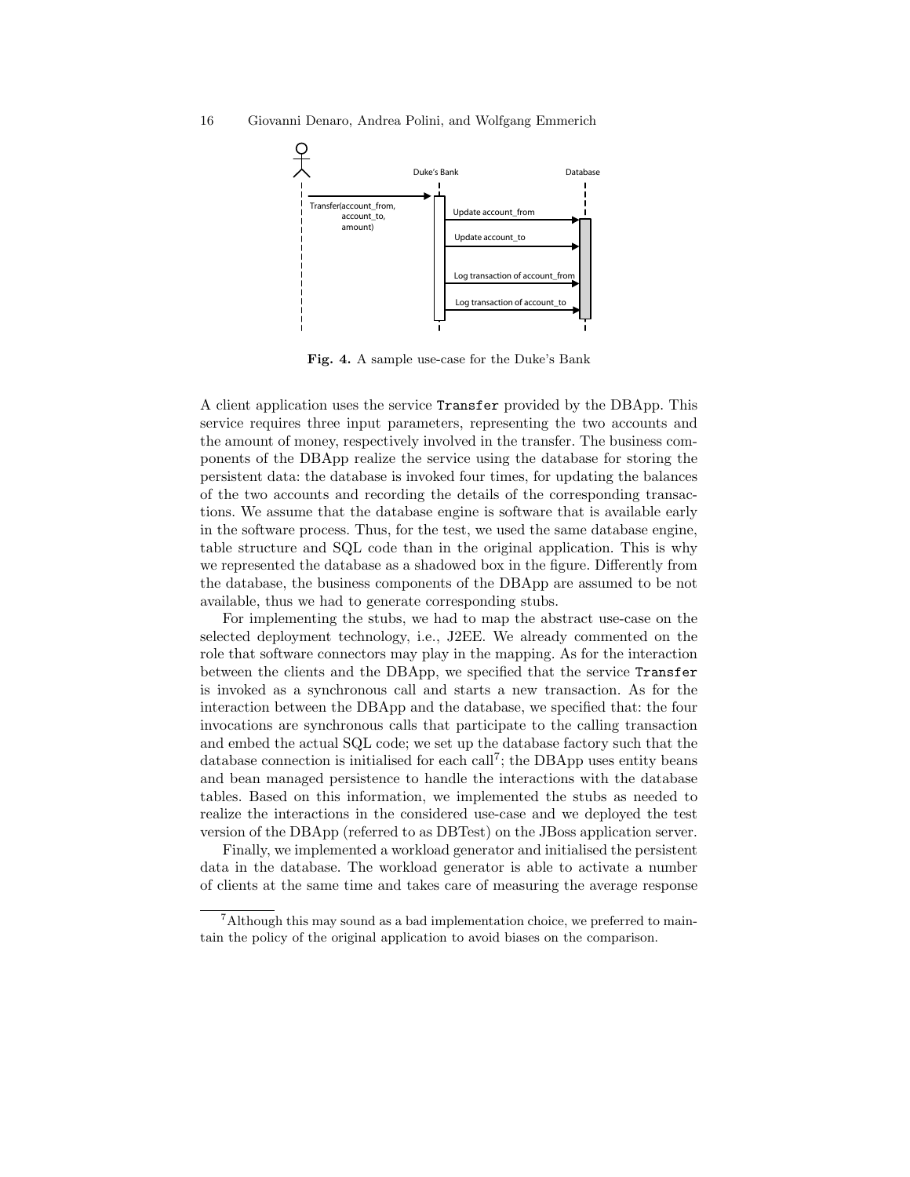Fig. 4. A sample use-case for the Duke's Bank

A client application uses the service `Transfer` provided by the DBApp. This service requires three input parameters, representing the two accounts and the amount of money, respectively involved in the transfer. The business components of the DBApp realize the service using the database for storing the persistent data: the database is invoked four times, for updating the balances of the two accounts and recording the details of the corresponding transactions. We assume that the database engine is software that is available early in the software process. Thus, for the test, we used the same database engine, table structure and SQL code than in the original application. This is why we represented the database as a shadowed box in the figure. Differently from the database, the business components of the DBApp are assumed to be not available, thus we had to generate corresponding stubs.

For implementing the stubs, we had to map the abstract use-case on the selected deployment technology, i.e., J2EE. We already commented on the role that software connectors may play in the mapping. As for the interaction between the clients and the DBApp, we specified that the service `Transfer` is invoked as a synchronous call and starts a new transaction. As for the interaction between the DBApp and the database, we specified that: the four invocations are synchronous calls that participate to the calling transaction and embed the actual SQL code; we set up the database factory such that the database connection is initialised for each call[7]; the DBApp uses entity beans and bean managed persistence to handle the interactions with the database tables. Based on this information, we implemented the stubs as needed to realize the interactions in the considered use-case and we deployed the test version of the DBApp (referred to as DBTest) on the JBoss application server.

Finally, we implemented a workload generator and initialised the persistent data in the database. The workload generator is able to activate a number of clients at the same time and takes care of measuring the average response

[7]Although this may sound as a bad implementation choice, we preferred to maintain the policy of the original application to avoid biases on the comparison.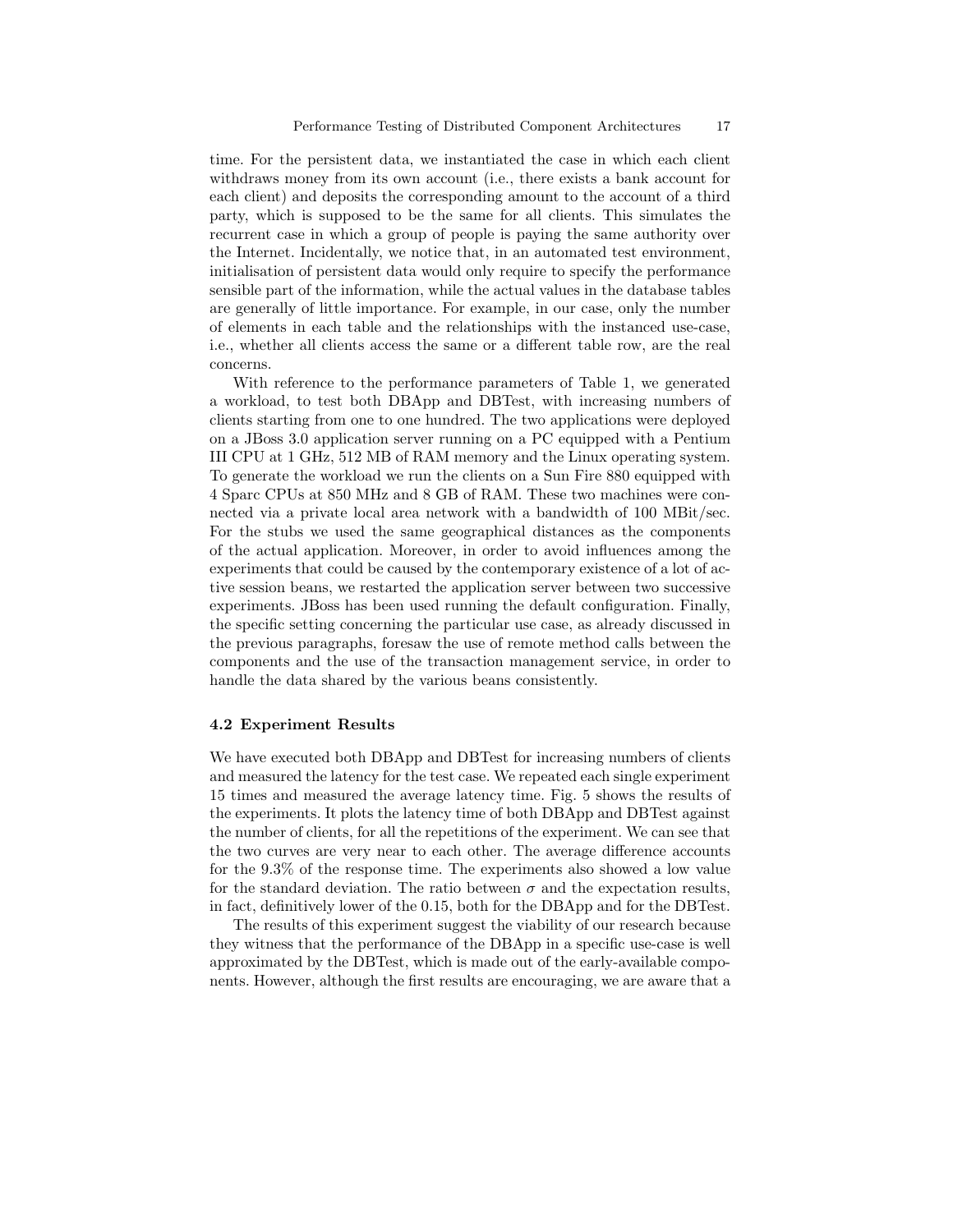time. For the persistent data, we instantiated the case in which each client withdraws money from its own account (i.e., there exists a bank account for each client) and deposits the corresponding amount to the account of a third party, which is supposed to be the same for all clients. This simulates the recurrent case in which a group of people is paying the same authority over the Internet. Incidentally, we notice that, in an automated test environment, initialisation of persistent data would only require to specify the performance sensible part of the information, while the actual values in the database tables are generally of little importance. For example, in our case, only the number of elements in each table and the relationships with the instanced use-case, i.e., whether all clients access the same or a different table row, are the real concerns.

With reference to the performance parameters of Table 1, we generated a workload, to test both DBApp and DBTest, with increasing numbers of clients starting from one to one hundred. The two applications were deployed on a JBoss 3.0 application server running on a PC equipped with a Pentium III CPU at 1 GHz, 512 MB of RAM memory and the Linux operating system. To generate the workload we run the clients on a Sun Fire 880 equipped with 4 Sparc CPUs at 850 MHz and 8 GB of RAM. These two machines were connected via a private local area network with a bandwidth of 100 MBit/sec. For the stubs we used the same geographical distances as the components of the actual application. Moreover, in order to avoid influences among the experiments that could be caused by the contemporary existence of a lot of active session beans, we restarted the application server between two successive experiments. JBoss has been used running the default configuration. Finally, the specific setting concerning the particular use case, as already discussed in the previous paragraphs, foresaw the use of remote method calls between the components and the use of the transaction management service, in order to handle the data shared by the various beans consistently.

### 4.2 Experiment Results

We have executed both DBApp and DBTest for increasing numbers of clients and measured the latency for the test case. We repeated each single experiment 15 times and measured the average latency time. Fig. 5 shows the results of the experiments. It plots the latency time of both DBApp and DBTest against the number of clients, for all the repetitions of the experiment. We can see that the two curves are very near to each other. The average difference accounts for the 9.3% of the response time. The experiments also showed a low value for the standard deviation. The ratio between $\sigma$ and the expectation results, in fact, definitively lower of the 0.15, both for the DBApp and for the DBTest.

The results of this experiment suggest the viability of our research because they witness that the performance of the DBApp in a specific use-case is well approximated by the DBTest, which is made out of the early-available components. However, although the first results are encouraging, we are aware that a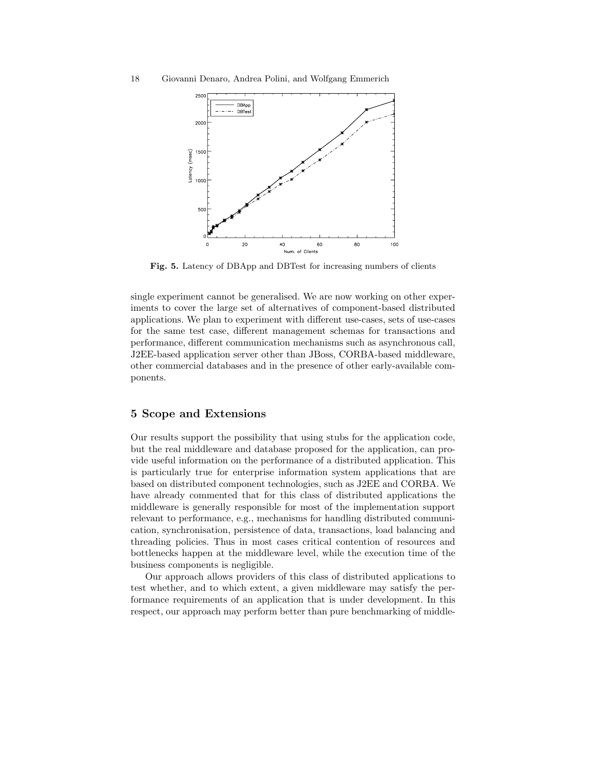**Fig. 5.** Latency of DBApp and DBTest for increasing numbers of clients

single experiment cannot be generalised. We are now working on other experiments to cover the large set of alternatives of component-based distributed applications. We plan to experiment with different use-cases, sets of use-cases for the same test case, different management schemas for transactions and performance, different communication mechanisms such as asynchronous call, J2EE-based application server other than JBoss, CORBA-based middleware, other commercial databases and in the presence of other early-available components.

## 5 Scope and Extensions

Our results support the possibility that using stubs for the application code, but the real middleware and database proposed for the application, can provide useful information on the performance of a distributed application. This is particularly true for enterprise information system applications that are based on distributed component technologies, such as J2EE and CORBA. We have already commented that for this class of distributed applications the middleware is generally responsible for most of the implementation support relevant to performance, e.g., mechanisms for handling distributed communication, synchronisation, persistence of data, transactions, load balancing and threading policies. Thus in most cases critical contention of resources and bottlenecks happen at the middleware level, while the execution time of the business components is negligible.

Our approach allows providers of this class of distributed applications to test whether, and to which extent, a given middleware may satisfy the performance requirements of an application that is under development. In this respect, our approach may perform better than pure benchmarking of middle-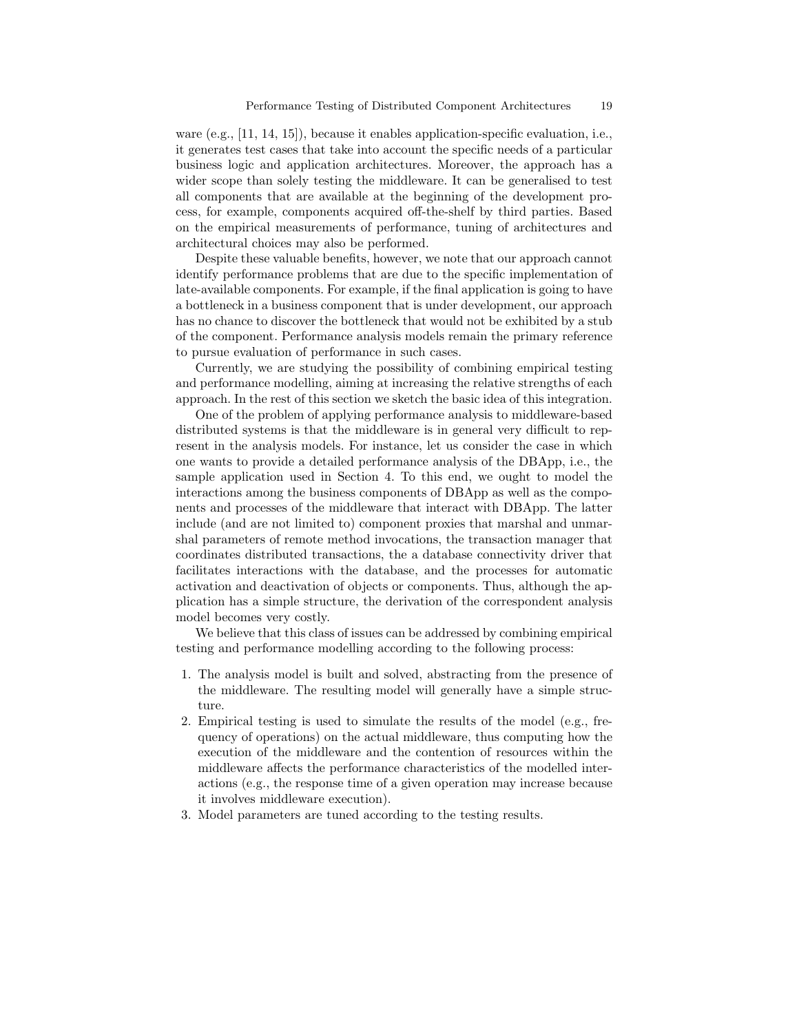ware (e.g., [11, 14, 15]), because it enables application-specific evaluation, i.e., it generates test cases that take into account the specific needs of a particular business logic and application architectures. Moreover, the approach has a wider scope than solely testing the middleware. It can be generalised to test all components that are available at the beginning of the development process, for example, components acquired off-the-shelf by third parties. Based on the empirical measurements of performance, tuning of architectures and architectural choices may also be performed.

Despite these valuable benefits, however, we note that our approach cannot identify performance problems that are due to the specific implementation of late-available components. For example, if the final application is going to have a bottleneck in a business component that is under development, our approach has no chance to discover the bottleneck that would not be exhibited by a stub of the component. Performance analysis models remain the primary reference to pursue evaluation of performance in such cases.

Currently, we are studying the possibility of combining empirical testing and performance modelling, aiming at increasing the relative strengths of each approach. In the rest of this section we sketch the basic idea of this integration.

One of the problem of applying performance analysis to middleware-based distributed systems is that the middleware is in general very difficult to represent in the analysis models. For instance, let us consider the case in which one wants to provide a detailed performance analysis of the DBApp, i.e., the sample application used in Section 4. To this end, we ought to model the interactions among the business components of DBApp as well as the components and processes of the middleware that interact with DBApp. The latter include (and are not limited to) component proxies that marshal and unmarshal parameters of remote method invocations, the transaction manager that coordinates distributed transactions, the a database connectivity driver that facilitates interactions with the database, and the processes for automatic activation and deactivation of objects or components. Thus, although the application has a simple structure, the derivation of the correspondent analysis model becomes very costly.

We believe that this class of issues can be addressed by combining empirical testing and performance modelling according to the following process:

1. The analysis model is built and solved, abstracting from the presence of the middleware. The resulting model will generally have a simple structure.
2. Empirical testing is used to simulate the results of the model (e.g., frequency of operations) on the actual middleware, thus computing how the execution of the middleware and the contention of resources within the middleware affects the performance characteristics of the modelled interactions (e.g., the response time of a given operation may increase because it involves middleware execution).
3. Model parameters are tuned according to the testing results.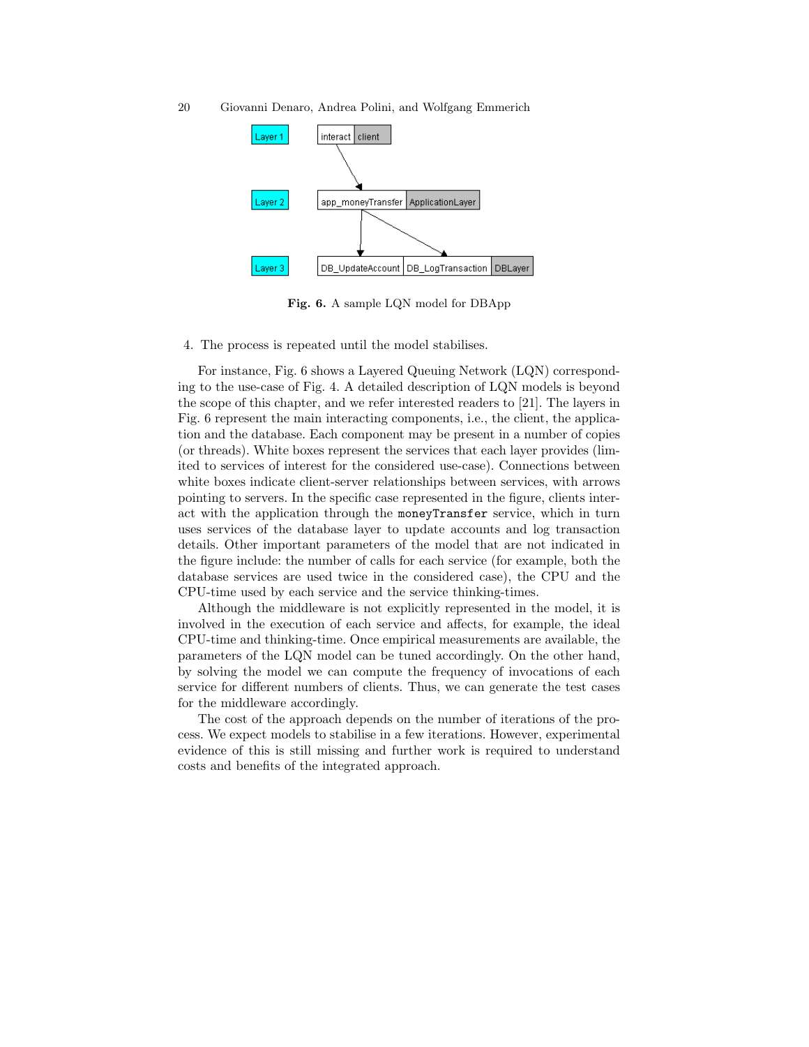**Fig. 6.** A sample LQN model for DBApp

4. The process is repeated until the model stabilises.

For instance, Fig. 6 shows a Layered Queuing Network (LQN) corresponding to the use-case of Fig. 4. A detailed description of LQN models is beyond the scope of this chapter, and we refer interested readers to [21]. The layers in Fig. 6 represent the main interacting components, i.e., the client, the application and the database. Each component may be present in a number of copies (or threads). White boxes represent the services that each layer provides (limited to services of interest for the considered use-case). Connections between white boxes indicate client-server relationships between services, with arrows pointing to servers. In the specific case represented in the figure, clients interact with the application through the `moneyTransfer` service, which in turn uses services of the database layer to update accounts and log transaction details. Other important parameters of the model that are not indicated in the figure include: the number of calls for each service (for example, both the database services are used twice in the considered case), the CPU and the CPU-time used by each service and the service thinking-times.

Although the middleware is not explicitly represented in the model, it is involved in the execution of each service and affects, for example, the ideal CPU-time and thinking-time. Once empirical measurements are available, the parameters of the LQN model can be tuned accordingly. On the other hand, by solving the model we can compute the frequency of invocations of each service for different numbers of clients. Thus, we can generate the test cases for the middleware accordingly.

The cost of the approach depends on the number of iterations of the process. We expect models to stabilise in a few iterations. However, experimental evidence of this is still missing and further work is required to understand costs and benefits of the integrated approach.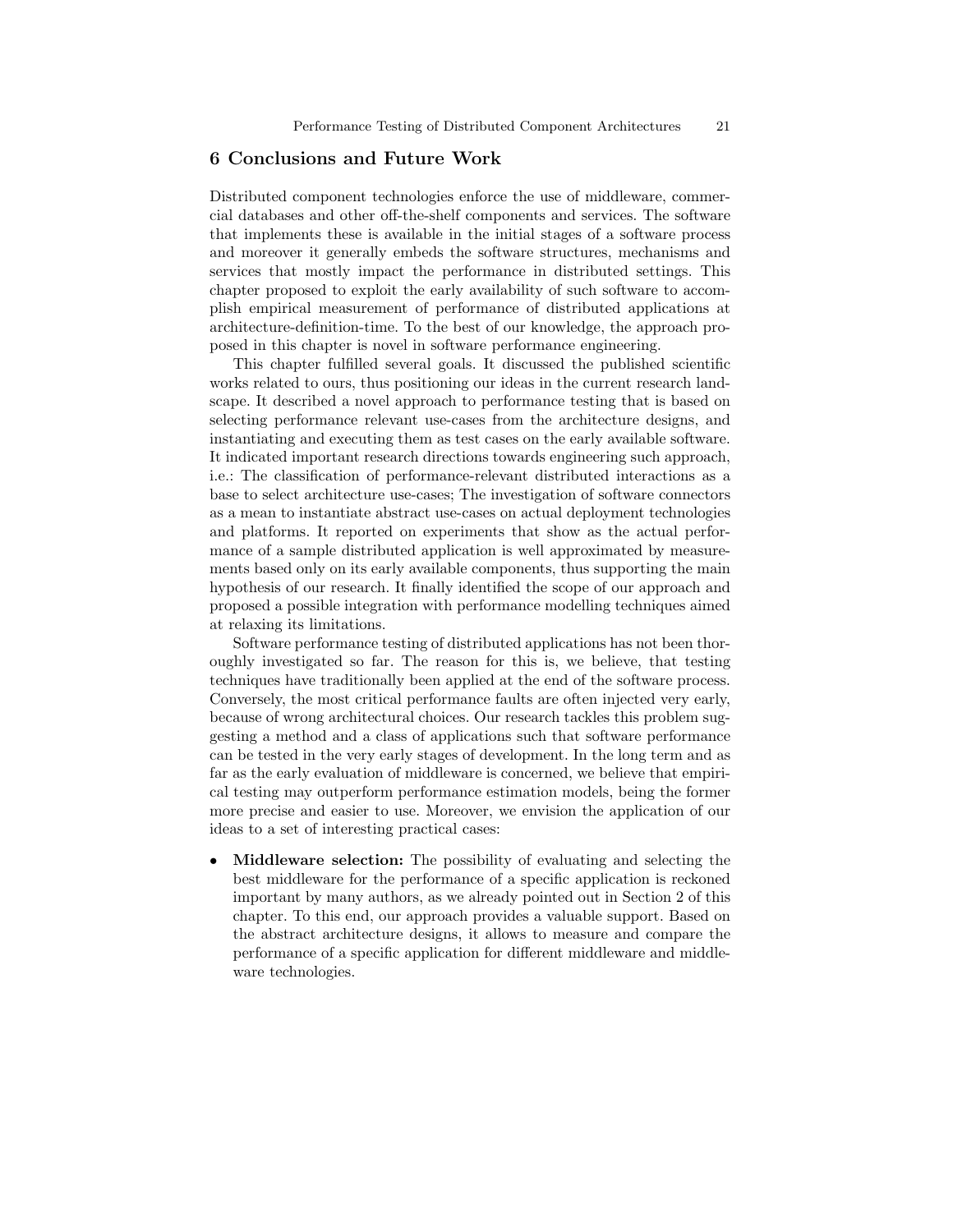## 6 Conclusions and Future Work

Distributed component technologies enforce the use of middleware, commercial databases and other off-the-shelf components and services. The software that implements these is available in the initial stages of a software process and moreover it generally embeds the software structures, mechanisms and services that mostly impact the performance in distributed settings. This chapter proposed to exploit the early availability of such software to accomplish empirical measurement of performance of distributed applications at architecture-definition-time. To the best of our knowledge, the approach proposed in this chapter is novel in software performance engineering.

This chapter fulfilled several goals. It discussed the published scientific works related to ours, thus positioning our ideas in the current research landscape. It described a novel approach to performance testing that is based on selecting performance relevant use-cases from the architecture designs, and instantiating and executing them as test cases on the early available software. It indicated important research directions towards engineering such approach, i.e.: The classification of performance-relevant distributed interactions as a base to select architecture use-cases; The investigation of software connectors as a mean to instantiate abstract use-cases on actual deployment technologies and platforms. It reported on experiments that show as the actual performance of a sample distributed application is well approximated by measurements based only on its early available components, thus supporting the main hypothesis of our research. It finally identified the scope of our approach and proposed a possible integration with performance modelling techniques aimed at relaxing its limitations.

Software performance testing of distributed applications has not been thoroughly investigated so far. The reason for this is, we believe, that testing techniques have traditionally been applied at the end of the software process. Conversely, the most critical performance faults are often injected very early, because of wrong architectural choices. Our research tackles this problem suggesting a method and a class of applications such that software performance can be tested in the very early stages of development. In the long term and as far as the early evaluation of middleware is concerned, we believe that empirical testing may outperform performance estimation models, being the former more precise and easier to use. Moreover, we envision the application of our ideas to a set of interesting practical cases:

- **Middleware selection:** The possibility of evaluating and selecting the best middleware for the performance of a specific application is reckoned important by many authors, as we already pointed out in Section 2 of this chapter. To this end, our approach provides a valuable support. Based on the abstract architecture designs, it allows to measure and compare the performance of a specific application for different middleware and middleware technologies.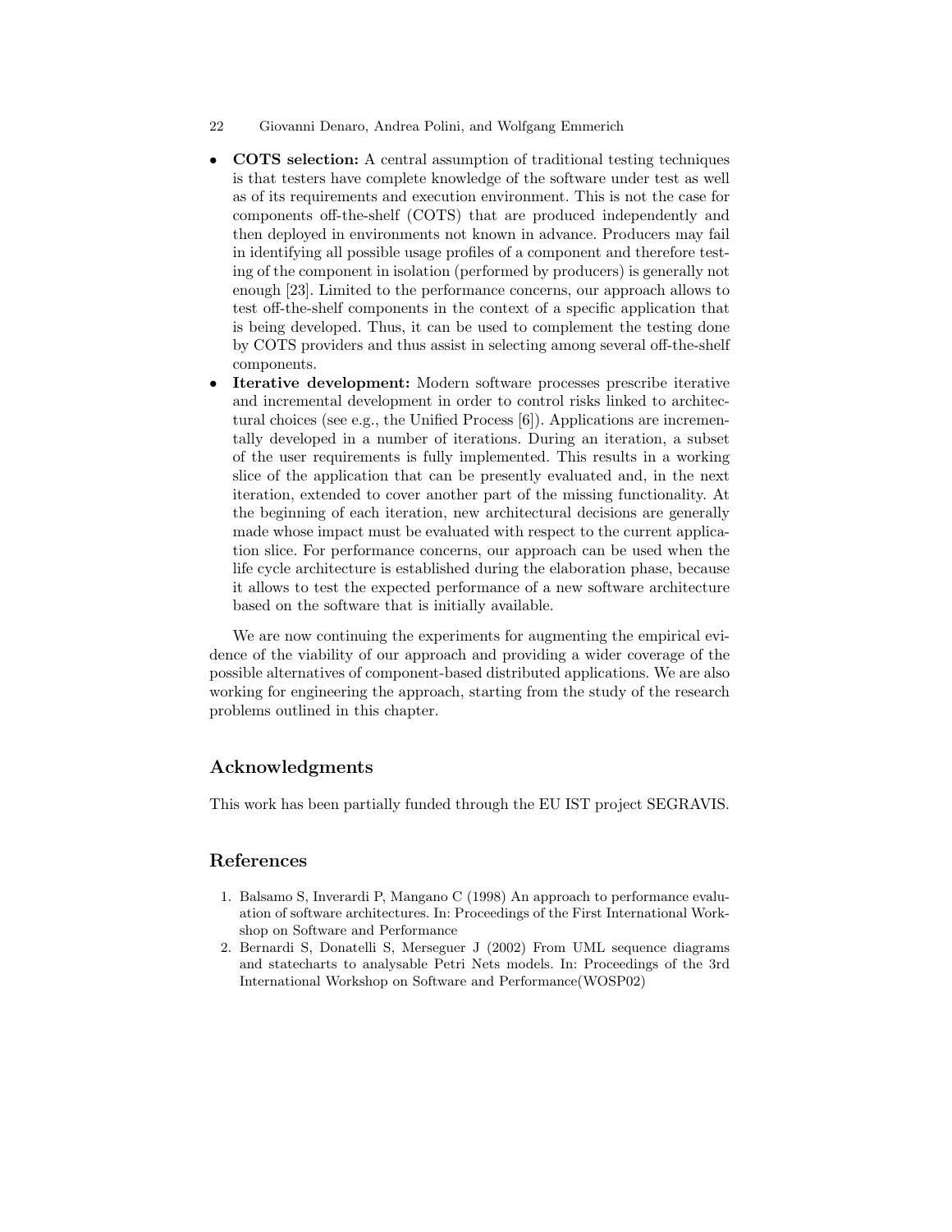- **COTS selection:** A central assumption of traditional testing techniques is that testers have complete knowledge of the software under test as well as of its requirements and execution environment. This is not the case for components off-the-shelf (COTS) that are produced independently and then deployed in environments not known in advance. Producers may fail in identifying all possible usage profiles of a component and therefore testing of the component in isolation (performed by producers) is generally not enough [23]. Limited to the performance concerns, our approach allows to test off-the-shelf components in the context of a specific application that is being developed. Thus, it can be used to complement the testing done by COTS providers and thus assist in selecting among several off-the-shelf components.
- **Iterative development:** Modern software processes prescribe iterative and incremental development in order to control risks linked to architectural choices (see e.g., the Unified Process [6]). Applications are incrementally developed in a number of iterations. During an iteration, a subset of the user requirements is fully implemented. This results in a working slice of the application that can be presently evaluated and, in the next iteration, extended to cover another part of the missing functionality. At the beginning of each iteration, new architectural decisions are generally made whose impact must be evaluated with respect to the current application slice. For performance concerns, our approach can be used when the life cycle architecture is established during the elaboration phase, because it allows to test the expected performance of a new software architecture based on the software that is initially available.

We are now continuing the experiments for augmenting the empirical evidence of the viability of our approach and providing a wider coverage of the possible alternatives of component-based distributed applications. We are also working for engineering the approach, starting from the study of the research problems outlined in this chapter.

## Acknowledgments

This work has been partially funded through the EU IST project SEGRAVIS.

## References

1. Balsamo S, Inverardi P, Mangano C (1998) An approach to performance evaluation of software architectures. In: Proceedings of the First International Workshop on Software and Performance
2. Bernardi S, Donatelli S, Merseguer J (2002) From UML sequence diagrams and statecharts to analysable Petri Nets models. In: Proceedings of the 3rd International Workshop on Software and Performance(WOSP02)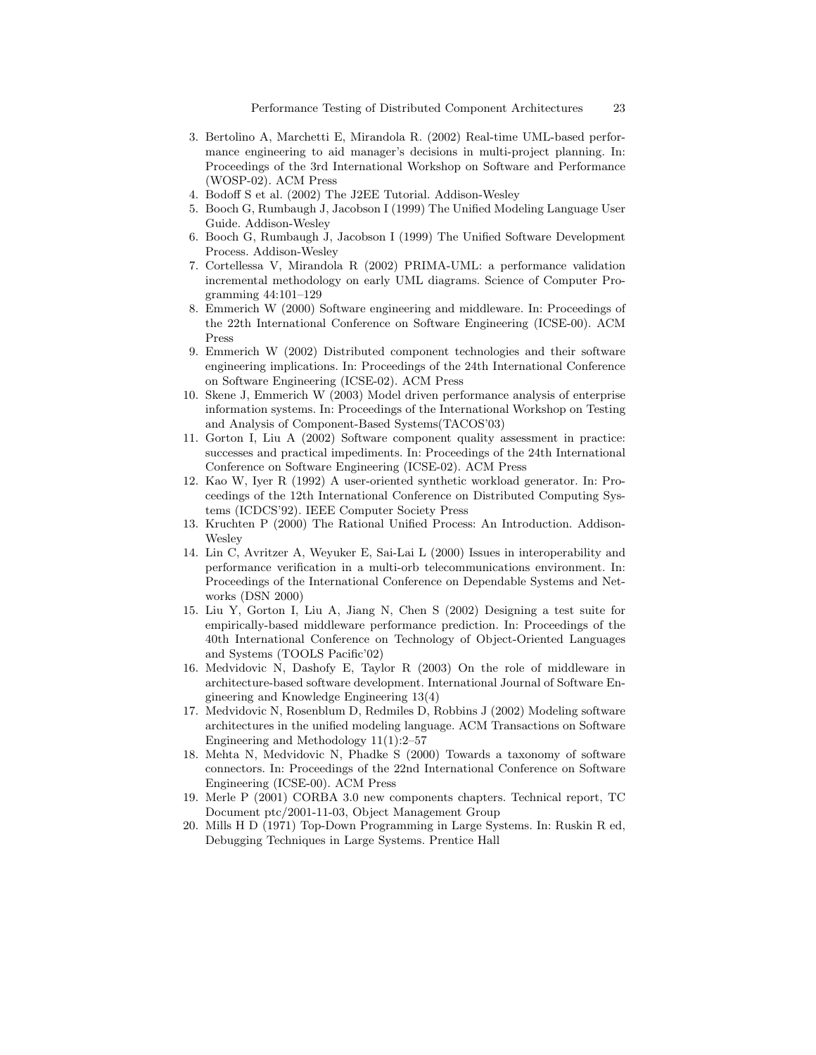3. Bertolino A, Marchetti E, Mirandola R. (2002) Real-time UML-based performance engineering to aid manager's decisions in multi-project planning. In: Proceedings of the 3rd International Workshop on Software and Performance (WOSP-02). ACM Press
4. Bodoff S et al. (2002) The J2EE Tutorial. Addison-Wesley
5. Booch G, Rumbaugh J, Jacobson I (1999) The Unified Modeling Language User Guide. Addison-Wesley
6. Booch G, Rumbaugh J, Jacobson I (1999) The Unified Software Development Process. Addison-Wesley
7. Cortellessa V, Mirandola R (2002) PRIMA-UML: a performance validation incremental methodology on early UML diagrams. Science of Computer Programming 44:101–129
8. Emmerich W (2000) Software engineering and middleware. In: Proceedings of the 22th International Conference on Software Engineering (ICSE-00). ACM Press
9. Emmerich W (2002) Distributed component technologies and their software engineering implications. In: Proceedings of the 24th International Conference on Software Engineering (ICSE-02). ACM Press
10. Skene J, Emmerich W (2003) Model driven performance analysis of enterprise information systems. In: Proceedings of the International Workshop on Testing and Analysis of Component-Based Systems(TACOS'03)
11. Gorton I, Liu A (2002) Software component quality assessment in practice: successes and practical impediments. In: Proceedings of the 24th International Conference on Software Engineering (ICSE-02). ACM Press
12. Kao W, Iyer R (1992) A user-oriented synthetic workload generator. In: Proceedings of the 12th International Conference on Distributed Computing Systems (ICDCS'92). IEEE Computer Society Press
13. Kruchten P (2000) The Rational Unified Process: An Introduction. Addison-Wesley
14. Lin C, Avritzer A, Weyuker E, Sai-Lai L (2000) Issues in interoperability and performance verification in a multi-orb telecommunications environment. In: Proceedings of the International Conference on Dependable Systems and Networks (DSN 2000)
15. Liu Y, Gorton I, Liu A, Jiang N, Chen S (2002) Designing a test suite for empirically-based middleware performance prediction. In: Proceedings of the 40th International Conference on Technology of Object-Oriented Languages and Systems (TOOLS Pacific'02)
16. Medvidovic N, Dashofy E, Taylor R (2003) On the role of middleware in architecture-based software development. International Journal of Software Engineering and Knowledge Engineering 13(4)
17. Medvidovic N, Rosenblum D, Redmiles D, Robbins J (2002) Modeling software architectures in the unified modeling language. ACM Transactions on Software Engineering and Methodology 11(1):2–57
18. Mehta N, Medvidovic N, Phadke S (2000) Towards a taxonomy of software connectors. In: Proceedings of the 22nd International Conference on Software Engineering (ICSE-00). ACM Press
19. Merle P (2001) CORBA 3.0 new components chapters. Technical report, TC Document ptc/2001-11-03, Object Management Group
20. Mills H D (1971) Top-Down Programming in Large Systems. In: Ruskin R ed, Debugging Techniques in Large Systems. Prentice Hall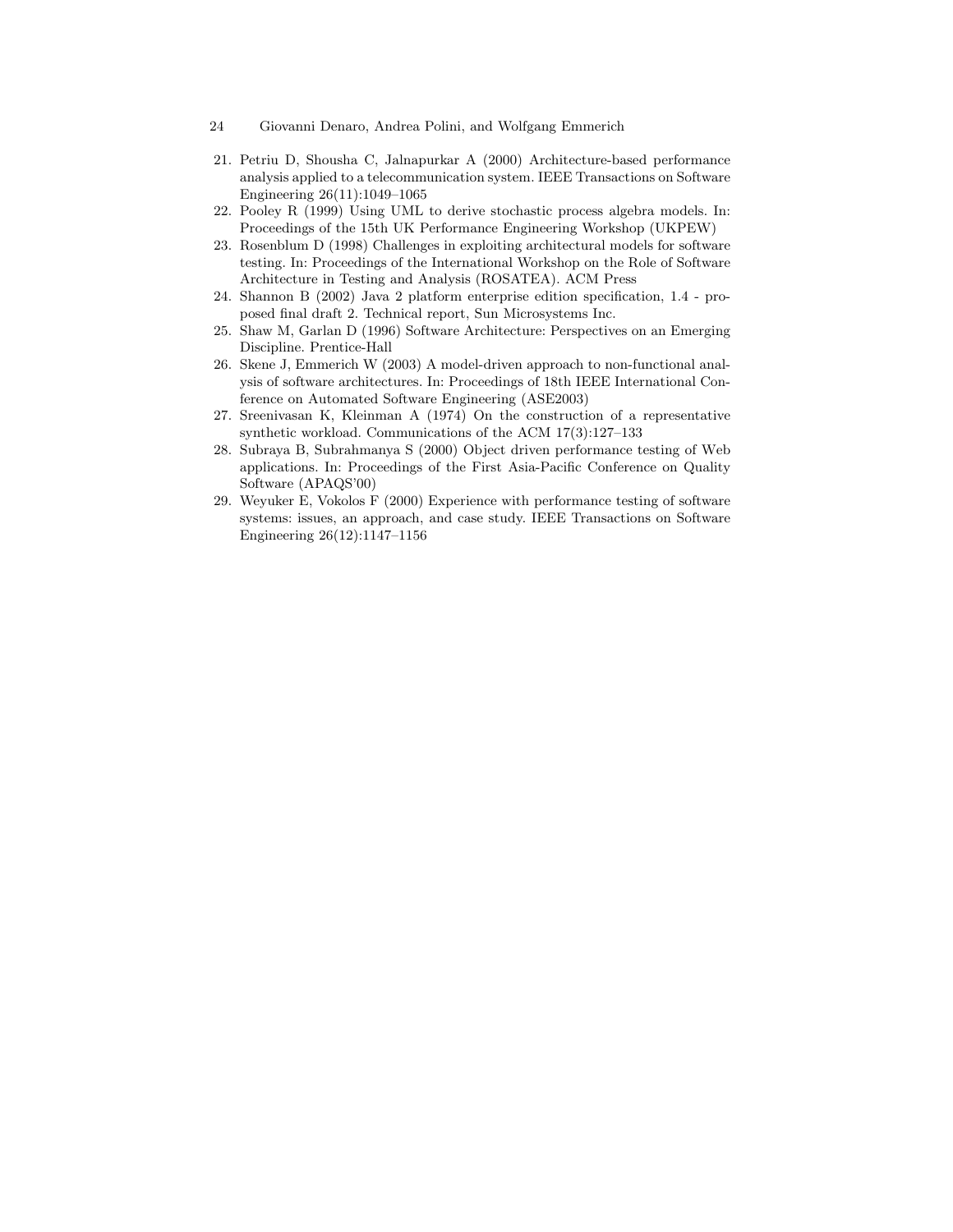21. Petriu D, Shousha C, Jalnapurkar A (2000) Architecture-based performance analysis applied to a telecommunication system. IEEE Transactions on Software Engineering 26(11):1049–1065
22. Pooley R (1999) Using UML to derive stochastic process algebra models. In: Proceedings of the 15th UK Performance Engineering Workshop (UKPEW)
23. Rosenblum D (1998) Challenges in exploiting architectural models for software testing. In: Proceedings of the International Workshop on the Role of Software Architecture in Testing and Analysis (ROSATEA). ACM Press
24. Shannon B (2002) Java 2 platform enterprise edition specification, 1.4 - proposed final draft 2. Technical report, Sun Microsystems Inc.
25. Shaw M, Garlan D (1996) Software Architecture: Perspectives on an Emerging Discipline. Prentice-Hall
26. Skene J, Emmerich W (2003) A model-driven approach to non-functional analysis of software architectures. In: Proceedings of 18th IEEE International Conference on Automated Software Engineering (ASE2003)
27. Sreenivasan K, Kleinman A (1974) On the construction of a representative synthetic workload. Communications of the ACM 17(3):127–133
28. Subraya B, Subrahmanya S (2000) Object driven performance testing of Web applications. In: Proceedings of the First Asia-Pacific Conference on Quality Software (APAQS'00)
29. Weyuker E, Vokolos F (2000) Experience with performance testing of software systems: issues, an approach, and case study. IEEE Transactions on Software Engineering 26(12):1147–1156